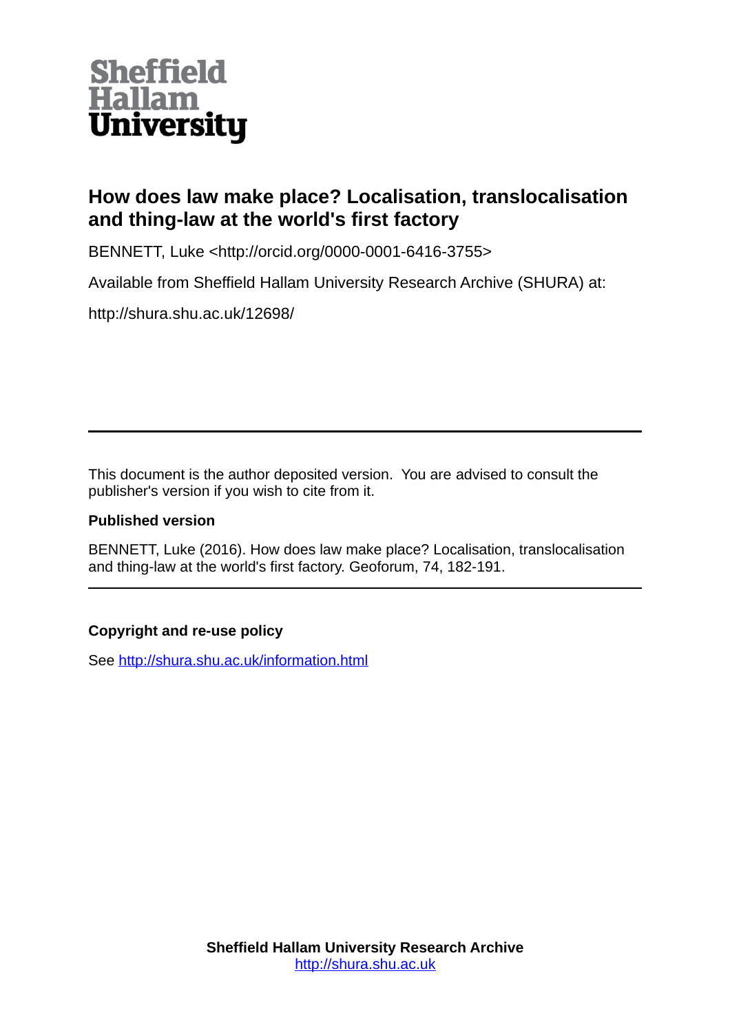Sheffield Hallam University

# How does law make place? Localisation, translocalisation and thing-law at the world's first factory

BENNETT, Luke <http://orcid.org/0000-0001-6416-3755>

Available from Sheffield Hallam University Research Archive (SHURA) at:

http://shura.shu.ac.uk/12698/

---

This document is the author deposited version. You are advised to consult the publisher's version if you wish to cite from it.

### Published version

BENNETT, Luke (2016). How does law make place? Localisation, translocalisation and thing-law at the world's first factory. Geoforum, 74, 182-191.

---

### Copyright and re-use policy

See http://shura.shu.ac.uk/information.html

**Sheffield Hallam University Research Archive**
http://shura.shu.ac.uk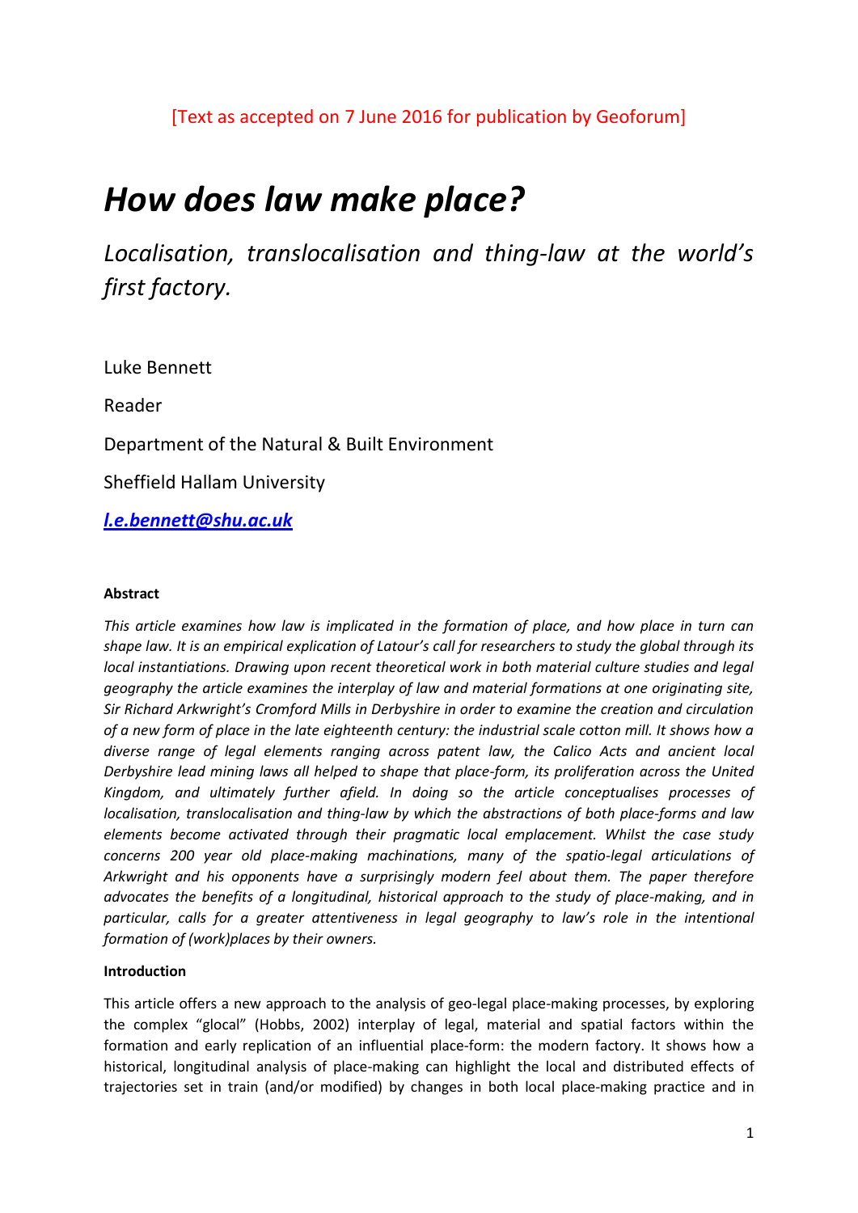[Text as accepted on 7 June 2016 for publication by Geoforum]

# *How does law make place?*

*Localisation, translocalisation and thing-law at the world's first factory.*

Luke Bennett

Reader

Department of the Natural & Built Environment

Sheffield Hallam University

***l.e.bennett@shu.ac.uk***

#### Abstract

*This article examines how law is implicated in the formation of place, and how place in turn can shape law. It is an empirical explication of Latour's call for researchers to study the global through its local instantiations. Drawing upon recent theoretical work in both material culture studies and legal geography the article examines the interplay of law and material formations at one originating site, Sir Richard Arkwright's Cromford Mills in Derbyshire in order to examine the creation and circulation of a new form of place in the late eighteenth century: the industrial scale cotton mill. It shows how a diverse range of legal elements ranging across patent law, the Calico Acts and ancient local Derbyshire lead mining laws all helped to shape that place-form, its proliferation across the United Kingdom, and ultimately further afield. In doing so the article conceptualises processes of localisation, translocalisation and thing-law by which the abstractions of both place-forms and law elements become activated through their pragmatic local emplacement. Whilst the case study concerns 200 year old place-making machinations, many of the spatio-legal articulations of Arkwright and his opponents have a surprisingly modern feel about them. The paper therefore advocates the benefits of a longitudinal, historical approach to the study of place-making, and in particular, calls for a greater attentiveness in legal geography to law's role in the intentional formation of (work)places by their owners.*

#### Introduction

This article offers a new approach to the analysis of geo-legal place-making processes, by exploring the complex "glocal" (Hobbs, 2002) interplay of legal, material and spatial factors within the formation and early replication of an influential place-form: the modern factory. It shows how a historical, longitudinal analysis of place-making can highlight the local and distributed effects of trajectories set in train (and/or modified) by changes in both local place-making practice and in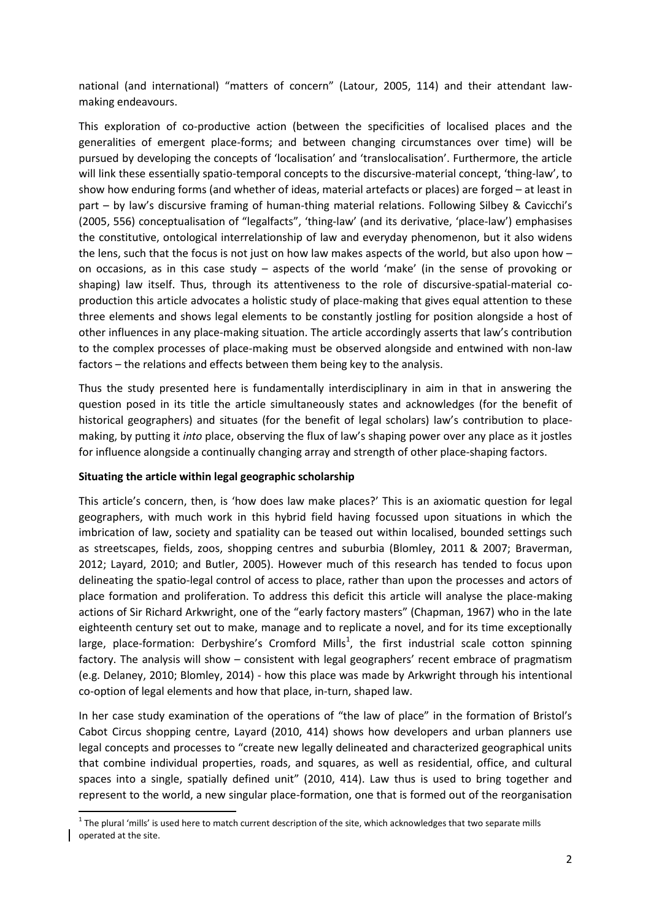national (and international) "matters of concern" (Latour, 2005, 114) and their attendant law-making endeavours.

This exploration of co-productive action (between the specificities of localised places and the generalities of emergent place-forms; and between changing circumstances over time) will be pursued by developing the concepts of 'localisation' and 'translocalisation'. Furthermore, the article will link these essentially spatio-temporal concepts to the discursive-material concept, 'thing-law', to show how enduring forms (and whether of ideas, material artefacts or places) are forged – at least in part – by law's discursive framing of human-thing material relations. Following Silbey & Cavicchi's (2005, 556) conceptualisation of "legalfacts", 'thing-law' (and its derivative, 'place-law') emphasises the constitutive, ontological interrelationship of law and everyday phenomenon, but it also widens the lens, such that the focus is not just on how law makes aspects of the world, but also upon how – on occasions, as in this case study – aspects of the world 'make' (in the sense of provoking or shaping) law itself. Thus, through its attentiveness to the role of discursive-spatial-material co-production this article advocates a holistic study of place-making that gives equal attention to these three elements and shows legal elements to be constantly jostling for position alongside a host of other influences in any place-making situation. The article accordingly asserts that law's contribution to the complex processes of place-making must be observed alongside and entwined with non-law factors – the relations and effects between them being key to the analysis.

Thus the study presented here is fundamentally interdisciplinary in aim in that in answering the question posed in its title the article simultaneously states and acknowledges (for the benefit of historical geographers) and situates (for the benefit of legal scholars) law's contribution to place-making, by putting it *into* place, observing the flux of law's shaping power over any place as it jostles for influence alongside a continually changing array and strength of other place-shaping factors.

**Situating the article within legal geographic scholarship**

This article's concern, then, is 'how does law make places?' This is an axiomatic question for legal geographers, with much work in this hybrid field having focussed upon situations in which the imbrication of law, society and spatiality can be teased out within localised, bounded settings such as streetscapes, fields, zoos, shopping centres and suburbia (Blomley, 2011 & 2007; Braverman, 2012; Layard, 2010; and Butler, 2005). However much of this research has tended to focus upon delineating the spatio-legal control of access to place, rather than upon the processes and actors of place formation and proliferation. To address this deficit this article will analyse the place-making actions of Sir Richard Arkwright, one of the "early factory masters" (Chapman, 1967) who in the late eighteenth century set out to make, manage and to replicate a novel, and for its time exceptionally large, place-formation: Derbyshire's Cromford Mills[1], the first industrial scale cotton spinning factory. The analysis will show – consistent with legal geographers' recent embrace of pragmatism (e.g. Delaney, 2010; Blomley, 2014) - how this place was made by Arkwright through his intentional co-option of legal elements and how that place, in-turn, shaped law.

In her case study examination of the operations of "the law of place" in the formation of Bristol's Cabot Circus shopping centre, Layard (2010, 414) shows how developers and urban planners use legal concepts and processes to "create new legally delineated and characterized geographical units that combine individual properties, roads, and squares, as well as residential, office, and cultural spaces into a single, spatially defined unit" (2010, 414). Law thus is used to bring together and represent to the world, a new singular place-formation, one that is formed out of the reorganisation

[1] The plural 'mills' is used here to match current description of the site, which acknowledges that two separate mills operated at the site.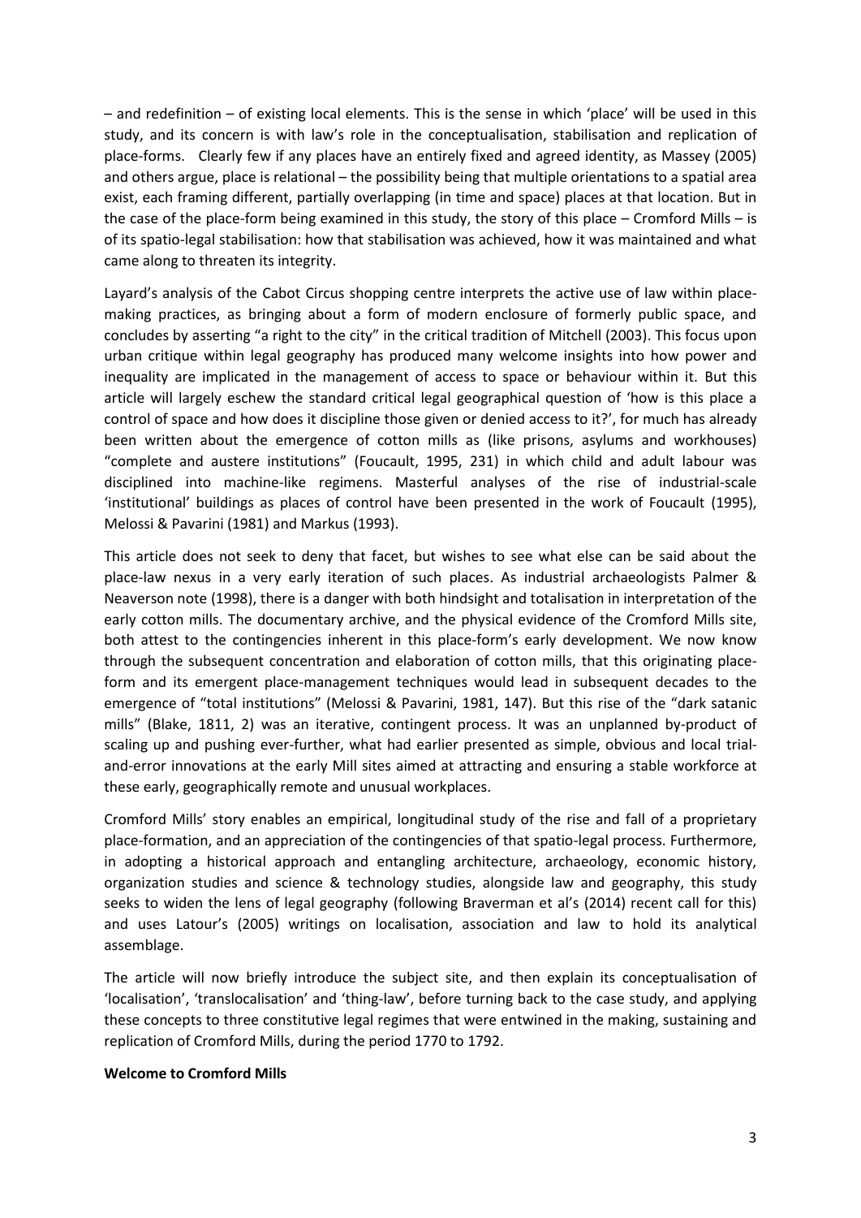– and redefinition – of existing local elements. This is the sense in which 'place' will be used in this study, and its concern is with law's role in the conceptualisation, stabilisation and replication of place-forms. Clearly few if any places have an entirely fixed and agreed identity, as Massey (2005) and others argue, place is relational – the possibility being that multiple orientations to a spatial area exist, each framing different, partially overlapping (in time and space) places at that location. But in the case of the place-form being examined in this study, the story of this place – Cromford Mills – is of its spatio-legal stabilisation: how that stabilisation was achieved, how it was maintained and what came along to threaten its integrity.

Layard's analysis of the Cabot Circus shopping centre interprets the active use of law within place-making practices, as bringing about a form of modern enclosure of formerly public space, and concludes by asserting "a right to the city" in the critical tradition of Mitchell (2003). This focus upon urban critique within legal geography has produced many welcome insights into how power and inequality are implicated in the management of access to space or behaviour within it. But this article will largely eschew the standard critical legal geographical question of 'how is this place a control of space and how does it discipline those given or denied access to it?', for much has already been written about the emergence of cotton mills as (like prisons, asylums and workhouses) "complete and austere institutions" (Foucault, 1995, 231) in which child and adult labour was disciplined into machine-like regimens. Masterful analyses of the rise of industrial-scale 'institutional' buildings as places of control have been presented in the work of Foucault (1995), Melossi & Pavarini (1981) and Markus (1993).

This article does not seek to deny that facet, but wishes to see what else can be said about the place-law nexus in a very early iteration of such places. As industrial archaeologists Palmer & Neaverson note (1998), there is a danger with both hindsight and totalisation in interpretation of the early cotton mills. The documentary archive, and the physical evidence of the Cromford Mills site, both attest to the contingencies inherent in this place-form's early development. We now know through the subsequent concentration and elaboration of cotton mills, that this originating place-form and its emergent place-management techniques would lead in subsequent decades to the emergence of "total institutions" (Melossi & Pavarini, 1981, 147). But this rise of the "dark satanic mills" (Blake, 1811, 2) was an iterative, contingent process. It was an unplanned by-product of scaling up and pushing ever-further, what had earlier presented as simple, obvious and local trial-and-error innovations at the early Mill sites aimed at attracting and ensuring a stable workforce at these early, geographically remote and unusual workplaces.

Cromford Mills' story enables an empirical, longitudinal study of the rise and fall of a proprietary place-formation, and an appreciation of the contingencies of that spatio-legal process. Furthermore, in adopting a historical approach and entangling architecture, archaeology, economic history, organization studies and science & technology studies, alongside law and geography, this study seeks to widen the lens of legal geography (following Braverman et al's (2014) recent call for this) and uses Latour's (2005) writings on localisation, association and law to hold its analytical assemblage.

The article will now briefly introduce the subject site, and then explain its conceptualisation of 'localisation', 'translocalisation' and 'thing-law', before turning back to the case study, and applying these concepts to three constitutive legal regimes that were entwined in the making, sustaining and replication of Cromford Mills, during the period 1770 to 1792.

**Welcome to Cromford Mills**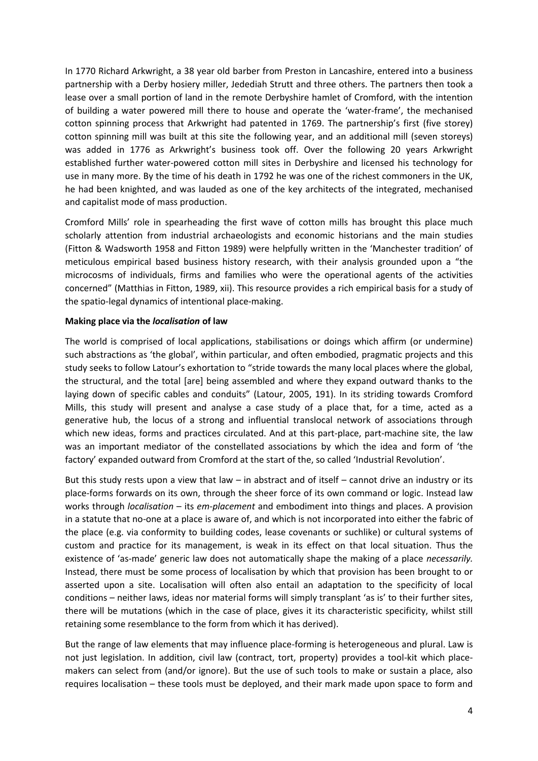In 1770 Richard Arkwright, a 38 year old barber from Preston in Lancashire, entered into a business partnership with a Derby hosiery miller, Jedediah Strutt and three others. The partners then took a lease over a small portion of land in the remote Derbyshire hamlet of Cromford, with the intention of building a water powered mill there to house and operate the 'water-frame', the mechanised cotton spinning process that Arkwright had patented in 1769. The partnership's first (five storey) cotton spinning mill was built at this site the following year, and an additional mill (seven storeys) was added in 1776 as Arkwright's business took off. Over the following 20 years Arkwright established further water-powered cotton mill sites in Derbyshire and licensed his technology for use in many more. By the time of his death in 1792 he was one of the richest commoners in the UK, he had been knighted, and was lauded as one of the key architects of the integrated, mechanised and capitalist mode of mass production.

Cromford Mills' role in spearheading the first wave of cotton mills has brought this place much scholarly attention from industrial archaeologists and economic historians and the main studies (Fitton & Wadsworth 1958 and Fitton 1989) were helpfully written in the 'Manchester tradition' of meticulous empirical based business history research, with their analysis grounded upon a "the microcosms of individuals, firms and families who were the operational agents of the activities concerned" (Matthias in Fitton, 1989, xii). This resource provides a rich empirical basis for a study of the spatio-legal dynamics of intentional place-making.

**Making place via the *localisation* of law**

The world is comprised of local applications, stabilisations or doings which affirm (or undermine) such abstractions as 'the global', within particular, and often embodied, pragmatic projects and this study seeks to follow Latour's exhortation to "stride towards the many local places where the global, the structural, and the total [are] being assembled and where they expand outward thanks to the laying down of specific cables and conduits" (Latour, 2005, 191). In its striding towards Cromford Mills, this study will present and analyse a case study of a place that, for a time, acted as a generative hub, the locus of a strong and influential translocal network of associations through which new ideas, forms and practices circulated. And at this part-place, part-machine site, the law was an important mediator of the constellated associations by which the idea and form of 'the factory' expanded outward from Cromford at the start of the, so called 'Industrial Revolution'.

But this study rests upon a view that law – in abstract and of itself – cannot drive an industry or its place-forms forwards on its own, through the sheer force of its own command or logic. Instead law works through *localisation* – its *em-placement* and embodiment into things and places. A provision in a statute that no-one at a place is aware of, and which is not incorporated into either the fabric of the place (e.g. via conformity to building codes, lease covenants or suchlike) or cultural systems of custom and practice for its management, is weak in its effect on that local situation. Thus the existence of 'as-made' generic law does not automatically shape the making of a place *necessarily.* Instead, there must be some process of localisation by which that provision has been brought to or asserted upon a site. Localisation will often also entail an adaptation to the specificity of local conditions – neither laws, ideas nor material forms will simply transplant 'as is' to their further sites, there will be mutations (which in the case of place, gives it its characteristic specificity, whilst still retaining some resemblance to the form from which it has derived).

But the range of law elements that may influence place-forming is heterogeneous and plural. Law is not just legislation. In addition, civil law (contract, tort, property) provides a tool-kit which place-makers can select from (and/or ignore). But the use of such tools to make or sustain a place, also requires localisation – these tools must be deployed, and their mark made upon space to form and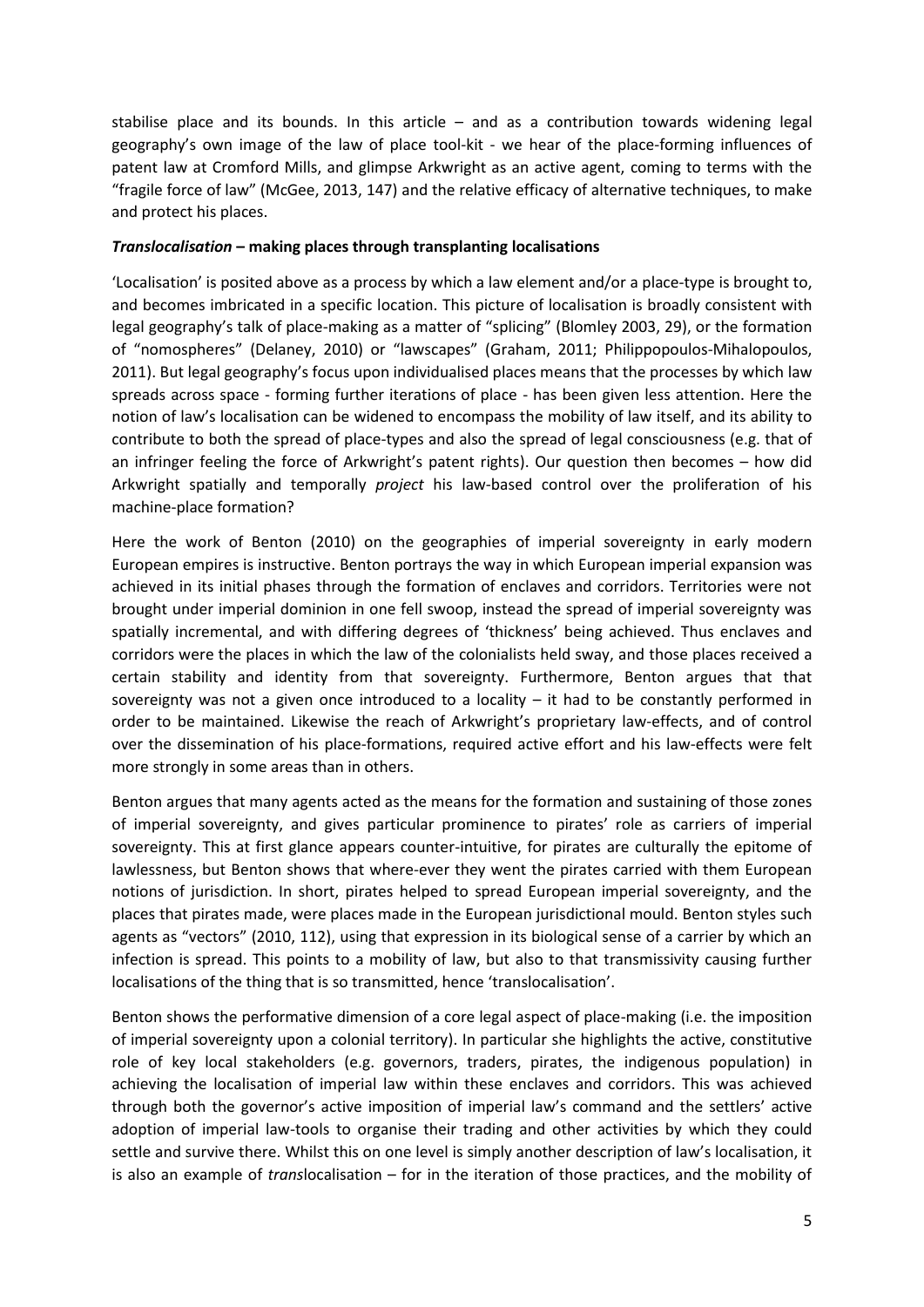stabilise place and its bounds. In this article – and as a contribution towards widening legal geography's own image of the law of place tool-kit - we hear of the place-forming influences of patent law at Cromford Mills, and glimpse Arkwright as an active agent, coming to terms with the "fragile force of law" (McGee, 2013, 147) and the relative efficacy of alternative techniques, to make and protect his places.

***Translocalisation* – making places through transplanting localisations**

'Localisation' is posited above as a process by which a law element and/or a place-type is brought to, and becomes imbricated in a specific location. This picture of localisation is broadly consistent with legal geography's talk of place-making as a matter of "splicing" (Blomley 2003, 29), or the formation of "nomospheres" (Delaney, 2010) or "lawscapes" (Graham, 2011; Philippopoulos-Mihalopoulos, 2011). But legal geography's focus upon individualised places means that the processes by which law spreads across space - forming further iterations of place - has been given less attention. Here the notion of law's localisation can be widened to encompass the mobility of law itself, and its ability to contribute to both the spread of place-types and also the spread of legal consciousness (e.g. that of an infringer feeling the force of Arkwright's patent rights). Our question then becomes – how did Arkwright spatially and temporally *project* his law-based control over the proliferation of his machine-place formation?

Here the work of Benton (2010) on the geographies of imperial sovereignty in early modern European empires is instructive. Benton portrays the way in which European imperial expansion was achieved in its initial phases through the formation of enclaves and corridors. Territories were not brought under imperial dominion in one fell swoop, instead the spread of imperial sovereignty was spatially incremental, and with differing degrees of 'thickness' being achieved. Thus enclaves and corridors were the places in which the law of the colonialists held sway, and those places received a certain stability and identity from that sovereignty. Furthermore, Benton argues that that sovereignty was not a given once introduced to a locality – it had to be constantly performed in order to be maintained. Likewise the reach of Arkwright's proprietary law-effects, and of control over the dissemination of his place-formations, required active effort and his law-effects were felt more strongly in some areas than in others.

Benton argues that many agents acted as the means for the formation and sustaining of those zones of imperial sovereignty, and gives particular prominence to pirates' role as carriers of imperial sovereignty. This at first glance appears counter-intuitive, for pirates are culturally the epitome of lawlessness, but Benton shows that where-ever they went the pirates carried with them European notions of jurisdiction. In short, pirates helped to spread European imperial sovereignty, and the places that pirates made, were places made in the European jurisdictional mould. Benton styles such agents as "vectors" (2010, 112), using that expression in its biological sense of a carrier by which an infection is spread. This points to a mobility of law, but also to that transmissivity causing further localisations of the thing that is so transmitted, hence 'translocalisation'.

Benton shows the performative dimension of a core legal aspect of place-making (i.e. the imposition of imperial sovereignty upon a colonial territory). In particular she highlights the active, constitutive role of key local stakeholders (e.g. governors, traders, pirates, the indigenous population) in achieving the localisation of imperial law within these enclaves and corridors. This was achieved through both the governor's active imposition of imperial law's command and the settlers' active adoption of imperial law-tools to organise their trading and other activities by which they could settle and survive there. Whilst this on one level is simply another description of law's localisation, it is also an example of *trans*localisation – for in the iteration of those practices, and the mobility of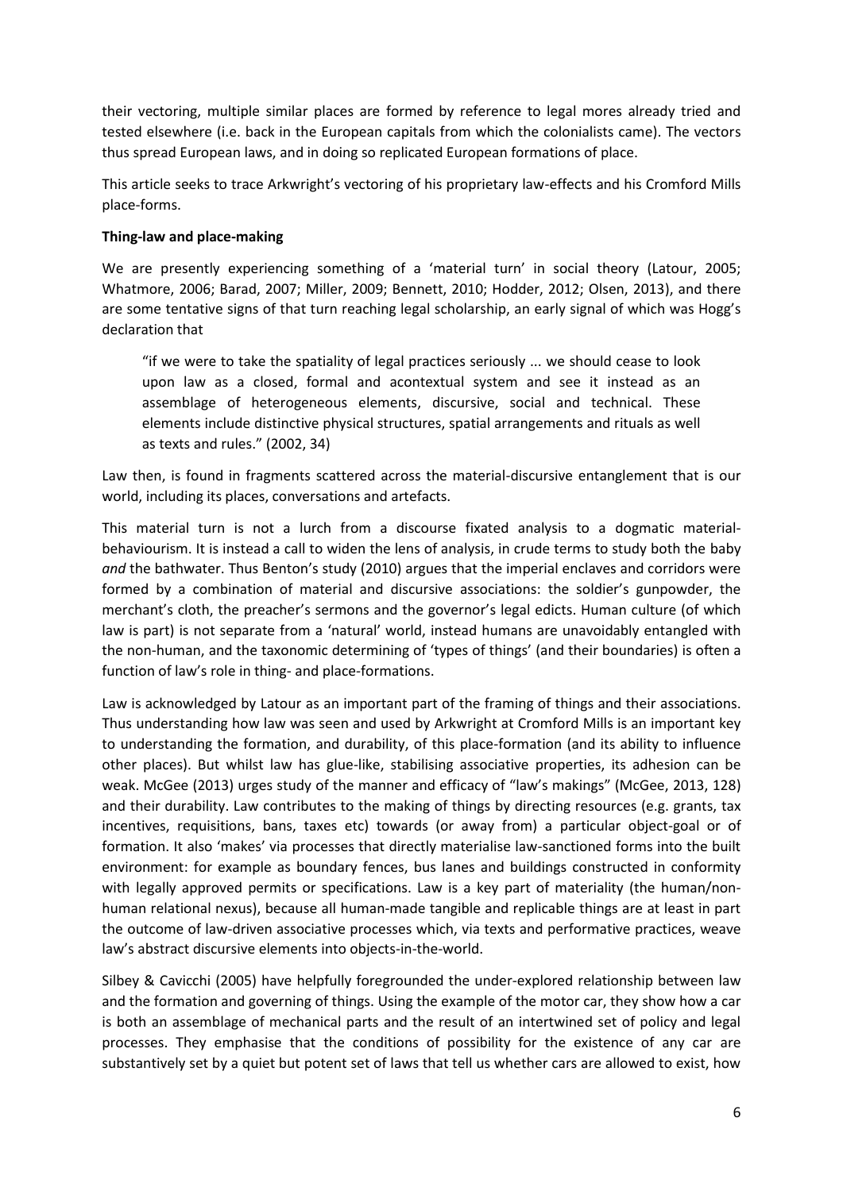their vectoring, multiple similar places are formed by reference to legal mores already tried and tested elsewhere (i.e. back in the European capitals from which the colonialists came). The vectors thus spread European laws, and in doing so replicated European formations of place.

This article seeks to trace Arkwright's vectoring of his proprietary law-effects and his Cromford Mills place-forms.

**Thing-law and place-making**

We are presently experiencing something of a 'material turn' in social theory (Latour, 2005; Whatmore, 2006; Barad, 2007; Miller, 2009; Bennett, 2010; Hodder, 2012; Olsen, 2013), and there are some tentative signs of that turn reaching legal scholarship, an early signal of which was Hogg's declaration that

> "if we were to take the spatiality of legal practices seriously ... we should cease to look upon law as a closed, formal and acontextual system and see it instead as an assemblage of heterogeneous elements, discursive, social and technical. These elements include distinctive physical structures, spatial arrangements and rituals as well as texts and rules." (2002, 34)

Law then, is found in fragments scattered across the material-discursive entanglement that is our world, including its places, conversations and artefacts.

This material turn is not a lurch from a discourse fixated analysis to a dogmatic material-behaviourism. It is instead a call to widen the lens of analysis, in crude terms to study both the baby *and* the bathwater. Thus Benton's study (2010) argues that the imperial enclaves and corridors were formed by a combination of material and discursive associations: the soldier's gunpowder, the merchant's cloth, the preacher's sermons and the governor's legal edicts. Human culture (of which law is part) is not separate from a 'natural' world, instead humans are unavoidably entangled with the non-human, and the taxonomic determining of 'types of things' (and their boundaries) is often a function of law's role in thing- and place-formations.

Law is acknowledged by Latour as an important part of the framing of things and their associations. Thus understanding how law was seen and used by Arkwright at Cromford Mills is an important key to understanding the formation, and durability, of this place-formation (and its ability to influence other places). But whilst law has glue-like, stabilising associative properties, its adhesion can be weak. McGee (2013) urges study of the manner and efficacy of "law's makings" (McGee, 2013, 128) and their durability. Law contributes to the making of things by directing resources (e.g. grants, tax incentives, requisitions, bans, taxes etc) towards (or away from) a particular object-goal or of formation. It also 'makes' via processes that directly materialise law-sanctioned forms into the built environment: for example as boundary fences, bus lanes and buildings constructed in conformity with legally approved permits or specifications. Law is a key part of materiality (the human/non-human relational nexus), because all human-made tangible and replicable things are at least in part the outcome of law-driven associative processes which, via texts and performative practices, weave law's abstract discursive elements into objects-in-the-world.

Silbey & Cavicchi (2005) have helpfully foregrounded the under-explored relationship between law and the formation and governing of things. Using the example of the motor car, they show how a car is both an assemblage of mechanical parts and the result of an intertwined set of policy and legal processes. They emphasise that the conditions of possibility for the existence of any car are substantively set by a quiet but potent set of laws that tell us whether cars are allowed to exist, how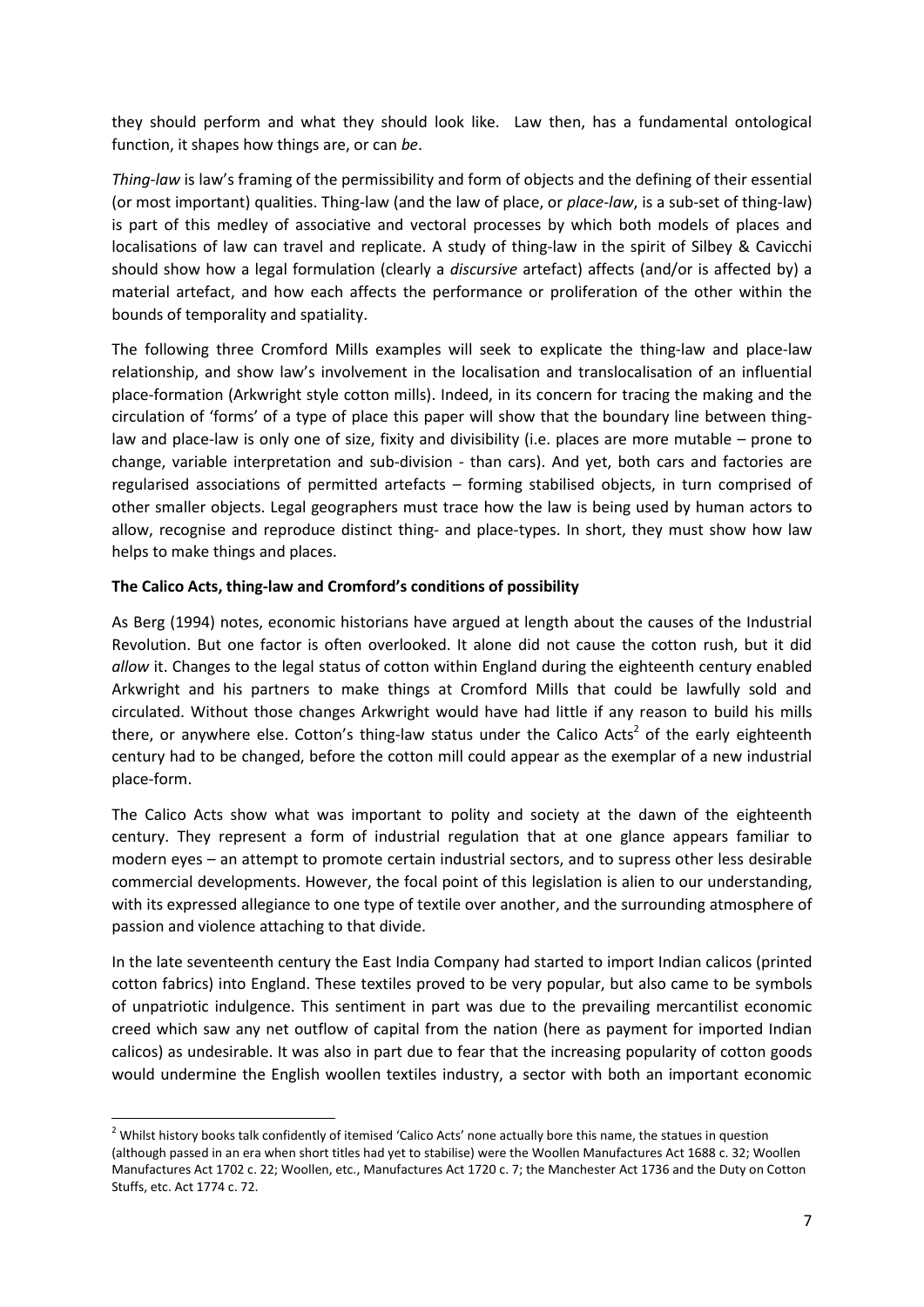they should perform and what they should look like. Law then, has a fundamental ontological function, it shapes how things are, or can *be*.

*Thing-law* is law's framing of the permissibility and form of objects and the defining of their essential (or most important) qualities. Thing-law (and the law of place, or *place-law*, is a sub-set of thing-law) is part of this medley of associative and vectoral processes by which both models of places and localisations of law can travel and replicate. A study of thing-law in the spirit of Silbey & Cavicchi should show how a legal formulation (clearly a *discursive* artefact) affects (and/or is affected by) a material artefact, and how each affects the performance or proliferation of the other within the bounds of temporality and spatiality.

The following three Cromford Mills examples will seek to explicate the thing-law and place-law relationship, and show law's involvement in the localisation and translocalisation of an influential place-formation (Arkwright style cotton mills). Indeed, in its concern for tracing the making and the circulation of 'forms' of a type of place this paper will show that the boundary line between thing-law and place-law is only one of size, fixity and divisibility (i.e. places are more mutable – prone to change, variable interpretation and sub-division - than cars). And yet, both cars and factories are regularised associations of permitted artefacts – forming stabilised objects, in turn comprised of other smaller objects. Legal geographers must trace how the law is being used by human actors to allow, recognise and reproduce distinct thing- and place-types. In short, they must show how law helps to make things and places.

**The Calico Acts, thing-law and Cromford's conditions of possibility**

As Berg (1994) notes, economic historians have argued at length about the causes of the Industrial Revolution. But one factor is often overlooked. It alone did not cause the cotton rush, but it did *allow* it. Changes to the legal status of cotton within England during the eighteenth century enabled Arkwright and his partners to make things at Cromford Mills that could be lawfully sold and circulated. Without those changes Arkwright would have had little if any reason to build his mills there, or anywhere else. Cotton's thing-law status under the Calico Acts[2] of the early eighteenth century had to be changed, before the cotton mill could appear as the exemplar of a new industrial place-form.

The Calico Acts show what was important to polity and society at the dawn of the eighteenth century. They represent a form of industrial regulation that at one glance appears familiar to modern eyes – an attempt to promote certain industrial sectors, and to supress other less desirable commercial developments. However, the focal point of this legislation is alien to our understanding, with its expressed allegiance to one type of textile over another, and the surrounding atmosphere of passion and violence attaching to that divide.

In the late seventeenth century the East India Company had started to import Indian calicos (printed cotton fabrics) into England. These textiles proved to be very popular, but also came to be symbols of unpatriotic indulgence. This sentiment in part was due to the prevailing mercantilist economic creed which saw any net outflow of capital from the nation (here as payment for imported Indian calicos) as undesirable. It was also in part due to fear that the increasing popularity of cotton goods would undermine the English woollen textiles industry, a sector with both an important economic

[2] Whilst history books talk confidently of itemised 'Calico Acts' none actually bore this name, the statues in question (although passed in an era when short titles had yet to stabilise) were the Woollen Manufactures Act 1688 c. 32; Woollen Manufactures Act 1702 c. 22; Woollen, etc., Manufactures Act 1720 c. 7; the Manchester Act 1736 and the Duty on Cotton Stuffs, etc. Act 1774 c. 72.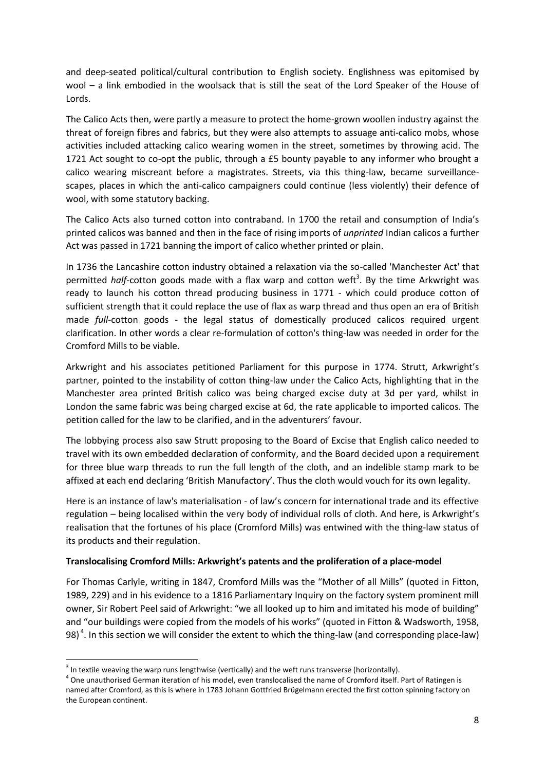and deep-seated political/cultural contribution to English society. Englishness was epitomised by wool – a link embodied in the woolsack that is still the seat of the Lord Speaker of the House of Lords.

The Calico Acts then, were partly a measure to protect the home-grown woollen industry against the threat of foreign fibres and fabrics, but they were also attempts to assuage anti-calico mobs, whose activities included attacking calico wearing women in the street, sometimes by throwing acid. The 1721 Act sought to co-opt the public, through a £5 bounty payable to any informer who brought a calico wearing miscreant before a magistrates. Streets, via this thing-law, became surveillance-scapes, places in which the anti-calico campaigners could continue (less violently) their defence of wool, with some statutory backing.

The Calico Acts also turned cotton into contraband. In 1700 the retail and consumption of India's printed calicos was banned and then in the face of rising imports of *unprinted* Indian calicos a further Act was passed in 1721 banning the import of calico whether printed or plain.

In 1736 the Lancashire cotton industry obtained a relaxation via the so-called 'Manchester Act' that permitted *half*-cotton goods made with a flax warp and cotton weft[3]. By the time Arkwright was ready to launch his cotton thread producing business in 1771 - which could produce cotton of sufficient strength that it could replace the use of flax as warp thread and thus open an era of British made *full*-cotton goods - the legal status of domestically produced calicos required urgent clarification. In other words a clear re-formulation of cotton's thing-law was needed in order for the Cromford Mills to be viable.

Arkwright and his associates petitioned Parliament for this purpose in 1774. Strutt, Arkwright's partner, pointed to the instability of cotton thing-law under the Calico Acts, highlighting that in the Manchester area printed British calico was being charged excise duty at 3d per yard, whilst in London the same fabric was being charged excise at 6d, the rate applicable to imported calicos. The petition called for the law to be clarified, and in the adventurers' favour.

The lobbying process also saw Strutt proposing to the Board of Excise that English calico needed to travel with its own embedded declaration of conformity, and the Board decided upon a requirement for three blue warp threads to run the full length of the cloth, and an indelible stamp mark to be affixed at each end declaring 'British Manufactory'. Thus the cloth would vouch for its own legality.

Here is an instance of law's materialisation - of law's concern for international trade and its effective regulation – being localised within the very body of individual rolls of cloth. And here, is Arkwright's realisation that the fortunes of his place (Cromford Mills) was entwined with the thing-law status of its products and their regulation.

**Translocalising Cromford Mills: Arkwright's patents and the proliferation of a place-model**

For Thomas Carlyle, writing in 1847, Cromford Mills was the "Mother of all Mills" (quoted in Fitton, 1989, 229) and in his evidence to a 1816 Parliamentary Inquiry on the factory system prominent mill owner, Sir Robert Peel said of Arkwright: "we all looked up to him and imitated his mode of building" and "our buildings were copied from the models of his works" (quoted in Fitton & Wadsworth, 1958, 98)[4]. In this section we will consider the extent to which the thing-law (and corresponding place-law)

[3] In textile weaving the warp runs lengthwise (vertically) and the weft runs transverse (horizontally).

[4] One unauthorised German iteration of his model, even translocalised the name of Cromford itself. Part of Ratingen is named after Cromford, as this is where in 1783 Johann Gottfried Brügelmann erected the first cotton spinning factory on the European continent.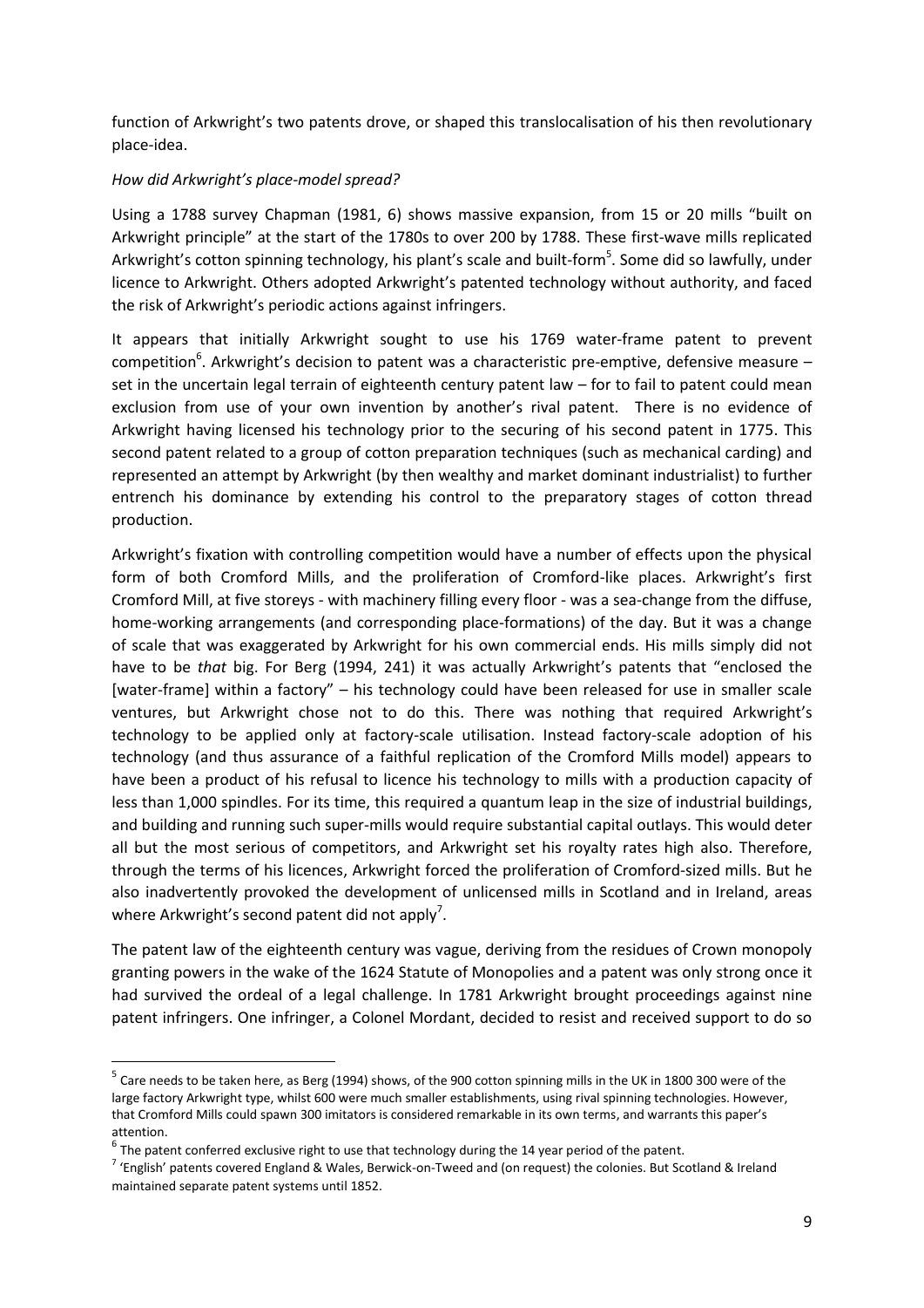function of Arkwright's two patents drove, or shaped this translocalisation of his then revolutionary place-idea.

*How did Arkwright's place-model spread?*

Using a 1788 survey Chapman (1981, 6) shows massive expansion, from 15 or 20 mills "built on Arkwright principle" at the start of the 1780s to over 200 by 1788. These first-wave mills replicated Arkwright's cotton spinning technology, his plant's scale and built-form[5]. Some did so lawfully, under licence to Arkwright. Others adopted Arkwright's patented technology without authority, and faced the risk of Arkwright's periodic actions against infringers.

It appears that initially Arkwright sought to use his 1769 water-frame patent to prevent competition[6]. Arkwright's decision to patent was a characteristic pre-emptive, defensive measure – set in the uncertain legal terrain of eighteenth century patent law – for to fail to patent could mean exclusion from use of your own invention by another's rival patent. There is no evidence of Arkwright having licensed his technology prior to the securing of his second patent in 1775. This second patent related to a group of cotton preparation techniques (such as mechanical carding) and represented an attempt by Arkwright (by then wealthy and market dominant industrialist) to further entrench his dominance by extending his control to the preparatory stages of cotton thread production.

Arkwright's fixation with controlling competition would have a number of effects upon the physical form of both Cromford Mills, and the proliferation of Cromford-like places. Arkwright's first Cromford Mill, at five storeys - with machinery filling every floor - was a sea-change from the diffuse, home-working arrangements (and corresponding place-formations) of the day. But it was a change of scale that was exaggerated by Arkwright for his own commercial ends. His mills simply did not have to be *that* big. For Berg (1994, 241) it was actually Arkwright's patents that "enclosed the [water-frame] within a factory" – his technology could have been released for use in smaller scale ventures, but Arkwright chose not to do this. There was nothing that required Arkwright's technology to be applied only at factory-scale utilisation. Instead factory-scale adoption of his technology (and thus assurance of a faithful replication of the Cromford Mills model) appears to have been a product of his refusal to licence his technology to mills with a production capacity of less than 1,000 spindles. For its time, this required a quantum leap in the size of industrial buildings, and building and running such super-mills would require substantial capital outlays. This would deter all but the most serious of competitors, and Arkwright set his royalty rates high also. Therefore, through the terms of his licences, Arkwright forced the proliferation of Cromford-sized mills. But he also inadvertently provoked the development of unlicensed mills in Scotland and in Ireland, areas where Arkwright's second patent did not apply[7].

The patent law of the eighteenth century was vague, deriving from the residues of Crown monopoly granting powers in the wake of the 1624 Statute of Monopolies and a patent was only strong once it had survived the ordeal of a legal challenge. In 1781 Arkwright brought proceedings against nine patent infringers. One infringer, a Colonel Mordant, decided to resist and received support to do so

---

[5] Care needs to be taken here, as Berg (1994) shows, of the 900 cotton spinning mills in the UK in 1800 300 were of the large factory Arkwright type, whilst 600 were much smaller establishments, using rival spinning technologies. However, that Cromford Mills could spawn 300 imitators is considered remarkable in its own terms, and warrants this paper's attention.

[6] The patent conferred exclusive right to use that technology during the 14 year period of the patent.

[7] 'English' patents covered England & Wales, Berwick-on-Tweed and (on request) the colonies. But Scotland & Ireland maintained separate patent systems until 1852.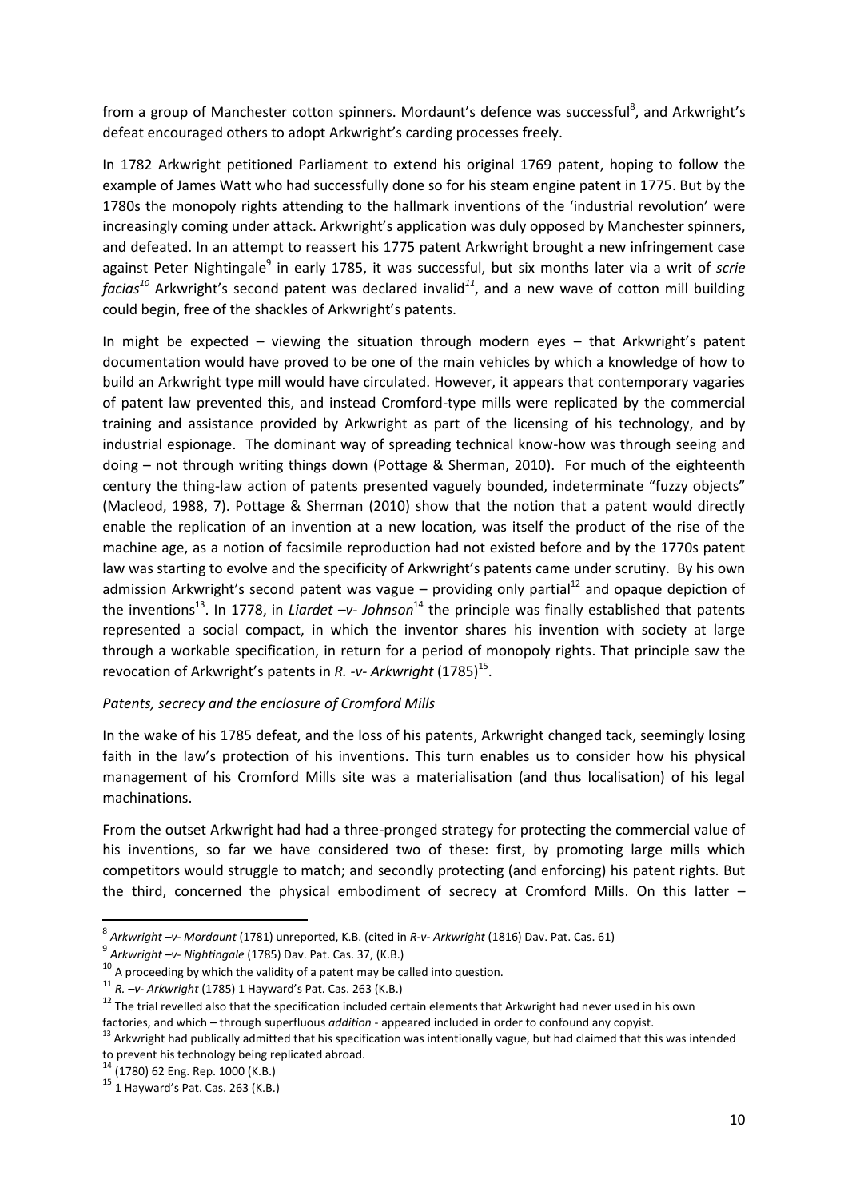from a group of Manchester cotton spinners. Mordaunt's defence was successful[8], and Arkwright's defeat encouraged others to adopt Arkwright's carding processes freely.

In 1782 Arkwright petitioned Parliament to extend his original 1769 patent, hoping to follow the example of James Watt who had successfully done so for his steam engine patent in 1775. But by the 1780s the monopoly rights attending to the hallmark inventions of the 'industrial revolution' were increasingly coming under attack. Arkwright's application was duly opposed by Manchester spinners, and defeated. In an attempt to reassert his 1775 patent Arkwright brought a new infringement case against Peter Nightingale[9] in early 1785, it was successful, but six months later via a writ of *scrie facias*[10] Arkwright's second patent was declared invalid[11], and a new wave of cotton mill building could begin, free of the shackles of Arkwright's patents.

In might be expected – viewing the situation through modern eyes – that Arkwright's patent documentation would have proved to be one of the main vehicles by which a knowledge of how to build an Arkwright type mill would have circulated. However, it appears that contemporary vagaries of patent law prevented this, and instead Cromford-type mills were replicated by the commercial training and assistance provided by Arkwright as part of the licensing of his technology, and by industrial espionage. The dominant way of spreading technical know-how was through seeing and doing – not through writing things down (Pottage & Sherman, 2010). For much of the eighteenth century the thing-law action of patents presented vaguely bounded, indeterminate "fuzzy objects" (Macleod, 1988, 7). Pottage & Sherman (2010) show that the notion that a patent would directly enable the replication of an invention at a new location, was itself the product of the rise of the machine age, as a notion of facsimile reproduction had not existed before and by the 1770s patent law was starting to evolve and the specificity of Arkwright's patents came under scrutiny. By his own admission Arkwright's second patent was vague – providing only partial[12] and opaque depiction of the inventions[13]. In 1778, in *Liardet –v- Johnson*[14] the principle was finally established that patents represented a social compact, in which the inventor shares his invention with society at large through a workable specification, in return for a period of monopoly rights. That principle saw the revocation of Arkwright's patents in *R. -v- Arkwright* (1785)[15].

*Patents, secrecy and the enclosure of Cromford Mills*

In the wake of his 1785 defeat, and the loss of his patents, Arkwright changed tack, seemingly losing faith in the law's protection of his inventions. This turn enables us to consider how his physical management of his Cromford Mills site was a materialisation (and thus localisation) of his legal machinations.

From the outset Arkwright had had a three-pronged strategy for protecting the commercial value of his inventions, so far we have considered two of these: first, by promoting large mills which competitors would struggle to match; and secondly protecting (and enforcing) his patent rights. But the third, concerned the physical embodiment of secrecy at Cromford Mills. On this latter –

[8] *Arkwright –v- Mordaunt* (1781) unreported, K.B. (cited in *R-v- Arkwright* (1816) Dav. Pat. Cas. 61)

[9] *Arkwright –v- Nightingale* (1785) Dav. Pat. Cas. 37, (K.B.)

[10] A proceeding by which the validity of a patent may be called into question.

[11] *R. –v- Arkwright* (1785) 1 Hayward's Pat. Cas. 263 (K.B.)

[12] The trial revelled also that the specification included certain elements that Arkwright had never used in his own factories, and which – through superfluous *addition* - appeared included in order to confound any copyist.

[13] Arkwright had publically admitted that his specification was intentionally vague, but had claimed that this was intended to prevent his technology being replicated abroad.

[14] (1780) 62 Eng. Rep. 1000 (K.B.)

[15] 1 Hayward's Pat. Cas. 263 (K.B.)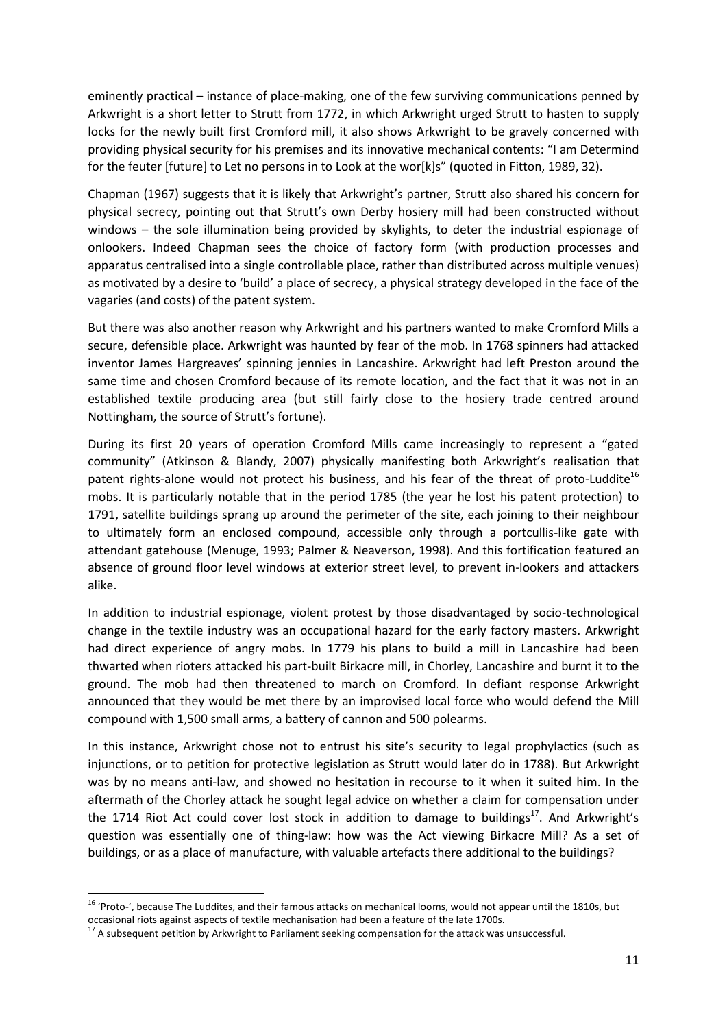eminently practical – instance of place-making, one of the few surviving communications penned by Arkwright is a short letter to Strutt from 1772, in which Arkwright urged Strutt to hasten to supply locks for the newly built first Cromford mill, it also shows Arkwright to be gravely concerned with providing physical security for his premises and its innovative mechanical contents: "I am Determind for the feuter [future] to Let no persons in to Look at the wor[k]s" (quoted in Fitton, 1989, 32).

Chapman (1967) suggests that it is likely that Arkwright's partner, Strutt also shared his concern for physical secrecy, pointing out that Strutt's own Derby hosiery mill had been constructed without windows – the sole illumination being provided by skylights, to deter the industrial espionage of onlookers. Indeed Chapman sees the choice of factory form (with production processes and apparatus centralised into a single controllable place, rather than distributed across multiple venues) as motivated by a desire to 'build' a place of secrecy, a physical strategy developed in the face of the vagaries (and costs) of the patent system.

But there was also another reason why Arkwright and his partners wanted to make Cromford Mills a secure, defensible place. Arkwright was haunted by fear of the mob. In 1768 spinners had attacked inventor James Hargreaves' spinning jennies in Lancashire. Arkwright had left Preston around the same time and chosen Cromford because of its remote location, and the fact that it was not in an established textile producing area (but still fairly close to the hosiery trade centred around Nottingham, the source of Strutt's fortune).

During its first 20 years of operation Cromford Mills came increasingly to represent a "gated community" (Atkinson & Blandy, 2007) physically manifesting both Arkwright's realisation that patent rights-alone would not protect his business, and his fear of the threat of proto-Luddite[16] mobs. It is particularly notable that in the period 1785 (the year he lost his patent protection) to 1791, satellite buildings sprang up around the perimeter of the site, each joining to their neighbour to ultimately form an enclosed compound, accessible only through a portcullis-like gate with attendant gatehouse (Menuge, 1993; Palmer & Neaverson, 1998). And this fortification featured an absence of ground floor level windows at exterior street level, to prevent in-lookers and attackers alike.

In addition to industrial espionage, violent protest by those disadvantaged by socio-technological change in the textile industry was an occupational hazard for the early factory masters. Arkwright had direct experience of angry mobs. In 1779 his plans to build a mill in Lancashire had been thwarted when rioters attacked his part-built Birkacre mill, in Chorley, Lancashire and burnt it to the ground. The mob had then threatened to march on Cromford. In defiant response Arkwright announced that they would be met there by an improvised local force who would defend the Mill compound with 1,500 small arms, a battery of cannon and 500 polearms.

In this instance, Arkwright chose not to entrust his site's security to legal prophylactics (such as injunctions, or to petition for protective legislation as Strutt would later do in 1788). But Arkwright was by no means anti-law, and showed no hesitation in recourse to it when it suited him. In the aftermath of the Chorley attack he sought legal advice on whether a claim for compensation under the 1714 Riot Act could cover lost stock in addition to damage to buildings[17]. And Arkwright's question was essentially one of thing-law: how was the Act viewing Birkacre Mill? As a set of buildings, or as a place of manufacture, with valuable artefacts there additional to the buildings?

---

[16] 'Proto-', because The Luddites, and their famous attacks on mechanical looms, would not appear until the 1810s, but occasional riots against aspects of textile mechanisation had been a feature of the late 1700s.

[17] A subsequent petition by Arkwright to Parliament seeking compensation for the attack was unsuccessful.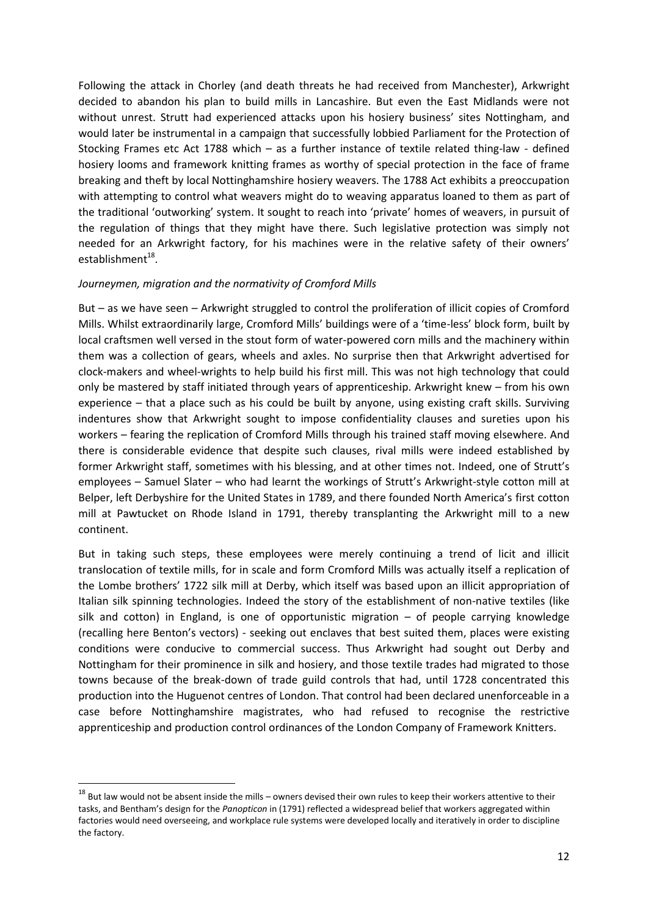Following the attack in Chorley (and death threats he had received from Manchester), Arkwright decided to abandon his plan to build mills in Lancashire. But even the East Midlands were not without unrest. Strutt had experienced attacks upon his hosiery business' sites Nottingham, and would later be instrumental in a campaign that successfully lobbied Parliament for the Protection of Stocking Frames etc Act 1788 which – as a further instance of textile related thing-law - defined hosiery looms and framework knitting frames as worthy of special protection in the face of frame breaking and theft by local Nottinghamshire hosiery weavers. The 1788 Act exhibits a preoccupation with attempting to control what weavers might do to weaving apparatus loaned to them as part of the traditional 'outworking' system. It sought to reach into 'private' homes of weavers, in pursuit of the regulation of things that they might have there. Such legislative protection was simply not needed for an Arkwright factory, for his machines were in the relative safety of their owners' establishment[18].

*Journeymen, migration and the normativity of Cromford Mills*

But – as we have seen – Arkwright struggled to control the proliferation of illicit copies of Cromford Mills. Whilst extraordinarily large, Cromford Mills' buildings were of a 'time-less' block form, built by local craftsmen well versed in the stout form of water-powered corn mills and the machinery within them was a collection of gears, wheels and axles. No surprise then that Arkwright advertised for clock-makers and wheel-wrights to help build his first mill. This was not high technology that could only be mastered by staff initiated through years of apprenticeship. Arkwright knew – from his own experience – that a place such as his could be built by anyone, using existing craft skills. Surviving indentures show that Arkwright sought to impose confidentiality clauses and sureties upon his workers – fearing the replication of Cromford Mills through his trained staff moving elsewhere. And there is considerable evidence that despite such clauses, rival mills were indeed established by former Arkwright staff, sometimes with his blessing, and at other times not. Indeed, one of Strutt's employees – Samuel Slater – who had learnt the workings of Strutt's Arkwright-style cotton mill at Belper, left Derbyshire for the United States in 1789, and there founded North America's first cotton mill at Pawtucket on Rhode Island in 1791, thereby transplanting the Arkwright mill to a new continent.

But in taking such steps, these employees were merely continuing a trend of licit and illicit translocation of textile mills, for in scale and form Cromford Mills was actually itself a replication of the Lombe brothers' 1722 silk mill at Derby, which itself was based upon an illicit appropriation of Italian silk spinning technologies. Indeed the story of the establishment of non-native textiles (like silk and cotton) in England, is one of opportunistic migration – of people carrying knowledge (recalling here Benton's vectors) - seeking out enclaves that best suited them, places were existing conditions were conducive to commercial success. Thus Arkwright had sought out Derby and Nottingham for their prominence in silk and hosiery, and those textile trades had migrated to those towns because of the break-down of trade guild controls that had, until 1728 concentrated this production into the Huguenot centres of London. That control had been declared unenforceable in a case before Nottinghamshire magistrates, who had refused to recognise the restrictive apprenticeship and production control ordinances of the London Company of Framework Knitters.

---

[18] But law would not be absent inside the mills – owners devised their own rules to keep their workers attentive to their tasks, and Bentham's design for the *Panopticon* in (1791) reflected a widespread belief that workers aggregated within factories would need overseeing, and workplace rule systems were developed locally and iteratively in order to discipline the factory.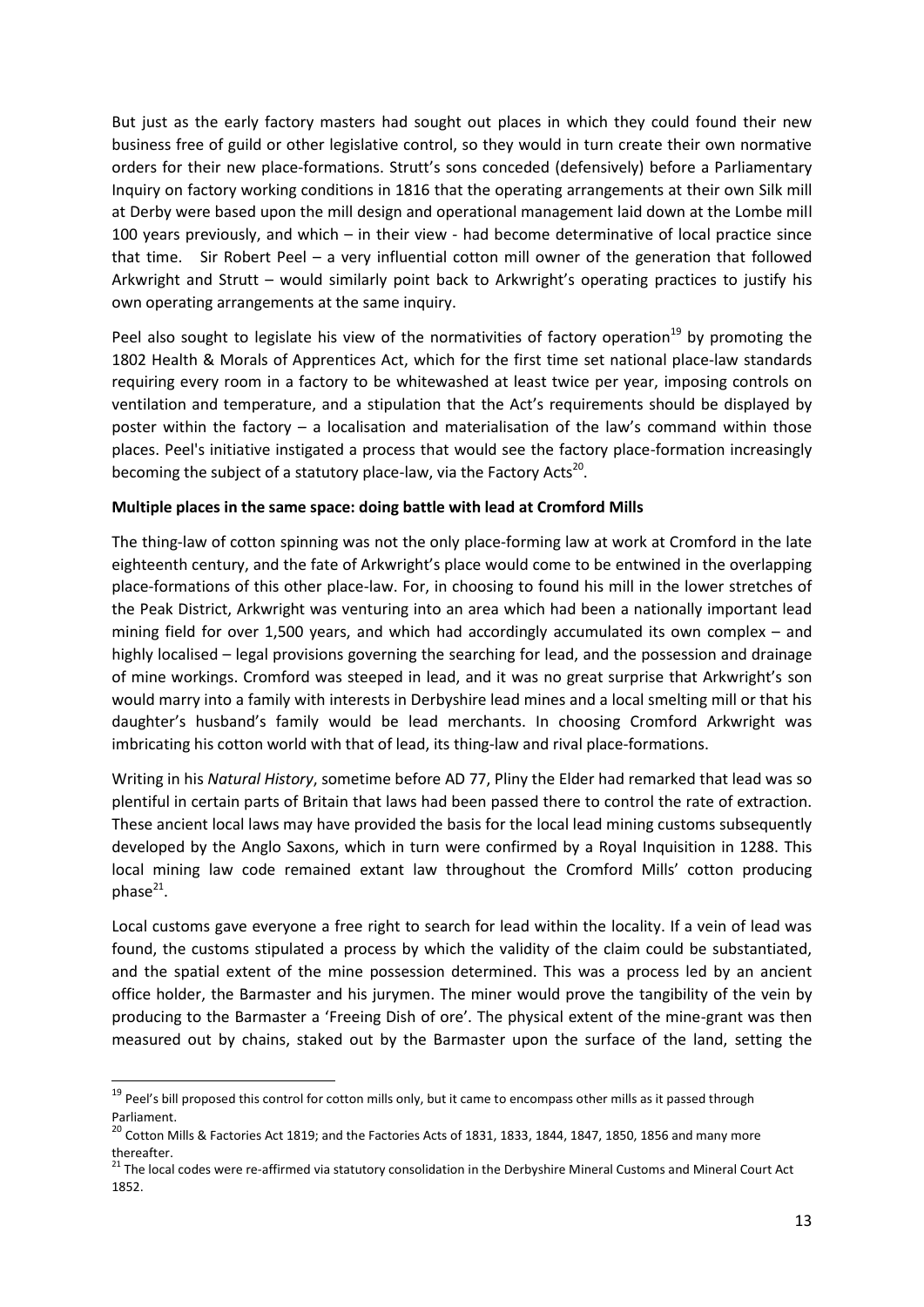But just as the early factory masters had sought out places in which they could found their new business free of guild or other legislative control, so they would in turn create their own normative orders for their new place-formations. Strutt's sons conceded (defensively) before a Parliamentary Inquiry on factory working conditions in 1816 that the operating arrangements at their own Silk mill at Derby were based upon the mill design and operational management laid down at the Lombe mill 100 years previously, and which – in their view - had become determinative of local practice since that time. Sir Robert Peel – a very influential cotton mill owner of the generation that followed Arkwright and Strutt – would similarly point back to Arkwright's operating practices to justify his own operating arrangements at the same inquiry.

Peel also sought to legislate his view of the normativities of factory operation[19] by promoting the 1802 Health & Morals of Apprentices Act, which for the first time set national place-law standards requiring every room in a factory to be whitewashed at least twice per year, imposing controls on ventilation and temperature, and a stipulation that the Act's requirements should be displayed by poster within the factory – a localisation and materialisation of the law's command within those places. Peel's initiative instigated a process that would see the factory place-formation increasingly becoming the subject of a statutory place-law, via the Factory Acts[20].

**Multiple places in the same space: doing battle with lead at Cromford Mills**

The thing-law of cotton spinning was not the only place-forming law at work at Cromford in the late eighteenth century, and the fate of Arkwright's place would come to be entwined in the overlapping place-formations of this other place-law. For, in choosing to found his mill in the lower stretches of the Peak District, Arkwright was venturing into an area which had been a nationally important lead mining field for over 1,500 years, and which had accordingly accumulated its own complex – and highly localised – legal provisions governing the searching for lead, and the possession and drainage of mine workings. Cromford was steeped in lead, and it was no great surprise that Arkwright's son would marry into a family with interests in Derbyshire lead mines and a local smelting mill or that his daughter's husband's family would be lead merchants. In choosing Cromford Arkwright was imbricating his cotton world with that of lead, its thing-law and rival place-formations.

Writing in his *Natural History*, sometime before AD 77, Pliny the Elder had remarked that lead was so plentiful in certain parts of Britain that laws had been passed there to control the rate of extraction. These ancient local laws may have provided the basis for the local lead mining customs subsequently developed by the Anglo Saxons, which in turn were confirmed by a Royal Inquisition in 1288. This local mining law code remained extant law throughout the Cromford Mills' cotton producing phase[21].

Local customs gave everyone a free right to search for lead within the locality. If a vein of lead was found, the customs stipulated a process by which the validity of the claim could be substantiated, and the spatial extent of the mine possession determined. This was a process led by an ancient office holder, the Barmaster and his jurymen. The miner would prove the tangibility of the vein by producing to the Barmaster a 'Freeing Dish of ore'. The physical extent of the mine-grant was then measured out by chains, staked out by the Barmaster upon the surface of the land, setting the

[19] Peel's bill proposed this control for cotton mills only, but it came to encompass other mills as it passed through Parliament.

[20] Cotton Mills & Factories Act 1819; and the Factories Acts of 1831, 1833, 1844, 1847, 1850, 1856 and many more thereafter.

[21] The local codes were re-affirmed via statutory consolidation in the Derbyshire Mineral Customs and Mineral Court Act 1852.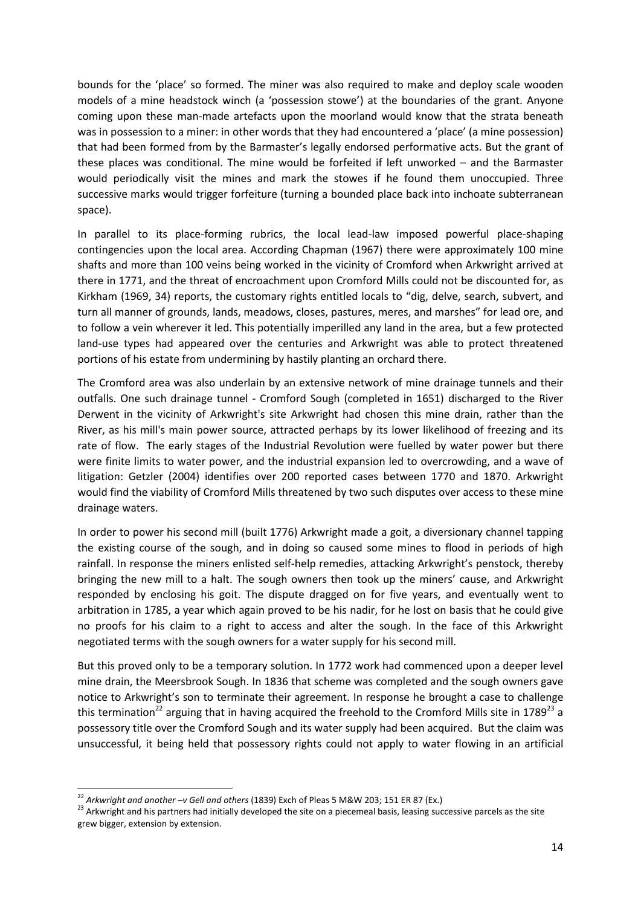bounds for the 'place' so formed. The miner was also required to make and deploy scale wooden models of a mine headstock winch (a 'possession stowe') at the boundaries of the grant. Anyone coming upon these man-made artefacts upon the moorland would know that the strata beneath was in possession to a miner: in other words that they had encountered a 'place' (a mine possession) that had been formed from by the Barmaster's legally endorsed performative acts. But the grant of these places was conditional. The mine would be forfeited if left unworked – and the Barmaster would periodically visit the mines and mark the stowes if he found them unoccupied. Three successive marks would trigger forfeiture (turning a bounded place back into inchoate subterranean space).

In parallel to its place-forming rubrics, the local lead-law imposed powerful place-shaping contingencies upon the local area. According Chapman (1967) there were approximately 100 mine shafts and more than 100 veins being worked in the vicinity of Cromford when Arkwright arrived at there in 1771, and the threat of encroachment upon Cromford Mills could not be discounted for, as Kirkham (1969, 34) reports, the customary rights entitled locals to "dig, delve, search, subvert, and turn all manner of grounds, lands, meadows, closes, pastures, meres, and marshes" for lead ore, and to follow a vein wherever it led. This potentially imperilled any land in the area, but a few protected land-use types had appeared over the centuries and Arkwright was able to protect threatened portions of his estate from undermining by hastily planting an orchard there.

The Cromford area was also underlain by an extensive network of mine drainage tunnels and their outfalls. One such drainage tunnel - Cromford Sough (completed in 1651) discharged to the River Derwent in the vicinity of Arkwright's site Arkwright had chosen this mine drain, rather than the River, as his mill's main power source, attracted perhaps by its lower likelihood of freezing and its rate of flow. The early stages of the Industrial Revolution were fuelled by water power but there were finite limits to water power, and the industrial expansion led to overcrowding, and a wave of litigation: Getzler (2004) identifies over 200 reported cases between 1770 and 1870. Arkwright would find the viability of Cromford Mills threatened by two such disputes over access to these mine drainage waters.

In order to power his second mill (built 1776) Arkwright made a goit, a diversionary channel tapping the existing course of the sough, and in doing so caused some mines to flood in periods of high rainfall. In response the miners enlisted self-help remedies, attacking Arkwright's penstock, thereby bringing the new mill to a halt. The sough owners then took up the miners' cause, and Arkwright responded by enclosing his goit. The dispute dragged on for five years, and eventually went to arbitration in 1785, a year which again proved to be his nadir, for he lost on basis that he could give no proofs for his claim to a right to access and alter the sough. In the face of this Arkwright negotiated terms with the sough owners for a water supply for his second mill.

But this proved only to be a temporary solution. In 1772 work had commenced upon a deeper level mine drain, the Meersbrook Sough. In 1836 that scheme was completed and the sough owners gave notice to Arkwright's son to terminate their agreement. In response he brought a case to challenge this termination[22] arguing that in having acquired the freehold to the Cromford Mills site in 1789[23] a possessory title over the Cromford Sough and its water supply had been acquired. But the claim was unsuccessful, it being held that possessory rights could not apply to water flowing in an artificial

---

[22] *Arkwright and another –v Gell and others* (1839) Exch of Pleas 5 M&W 203; 151 ER 87 (Ex.)

[23] Arkwright and his partners had initially developed the site on a piecemeal basis, leasing successive parcels as the site grew bigger, extension by extension.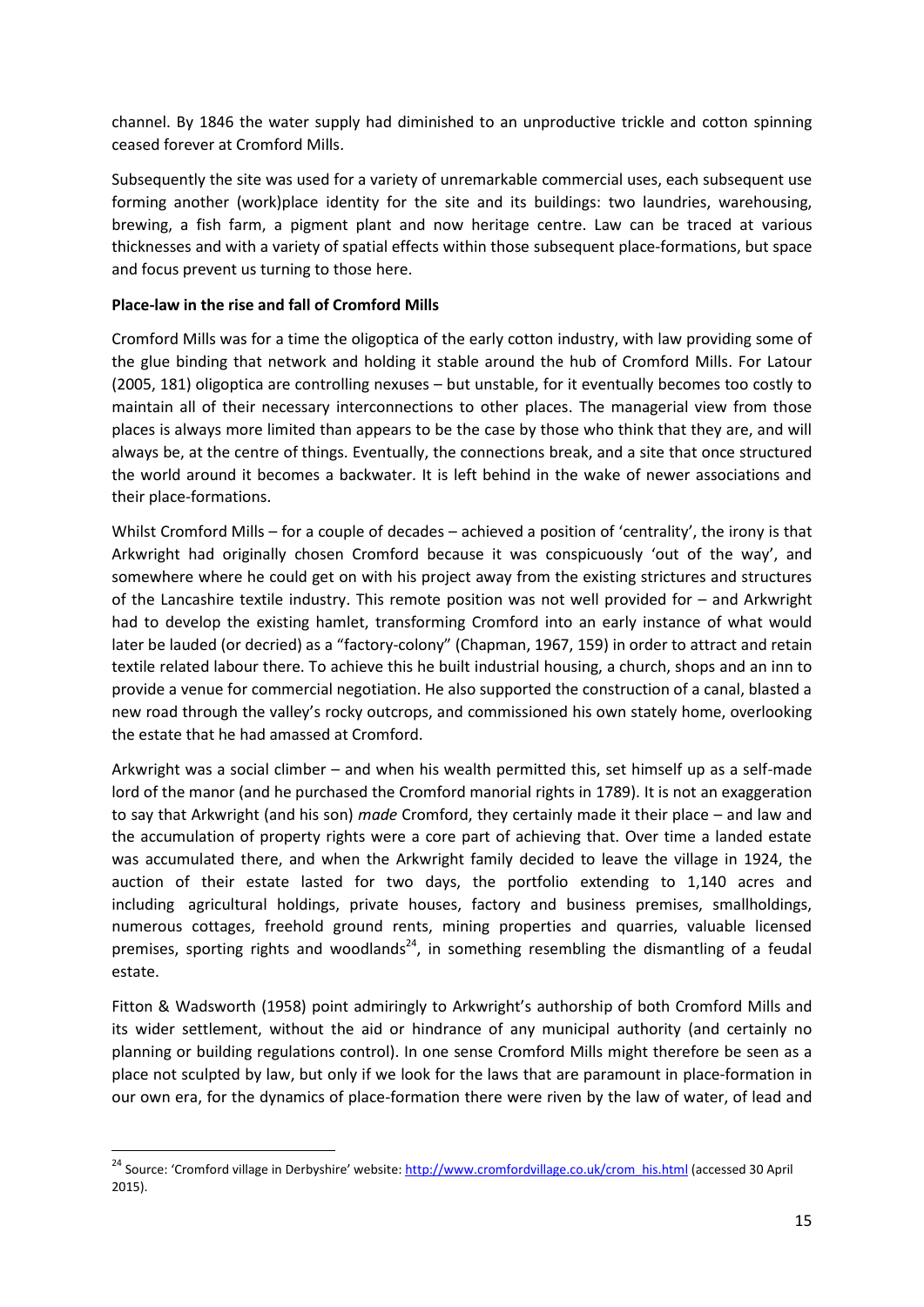channel. By 1846 the water supply had diminished to an unproductive trickle and cotton spinning ceased forever at Cromford Mills.

Subsequently the site was used for a variety of unremarkable commercial uses, each subsequent use forming another (work)place identity for the site and its buildings: two laundries, warehousing, brewing, a fish farm, a pigment plant and now heritage centre. Law can be traced at various thicknesses and with a variety of spatial effects within those subsequent place-formations, but space and focus prevent us turning to those here.

**Place-law in the rise and fall of Cromford Mills**

Cromford Mills was for a time the oligoptica of the early cotton industry, with law providing some of the glue binding that network and holding it stable around the hub of Cromford Mills. For Latour (2005, 181) oligoptica are controlling nexuses – but unstable, for it eventually becomes too costly to maintain all of their necessary interconnections to other places. The managerial view from those places is always more limited than appears to be the case by those who think that they are, and will always be, at the centre of things. Eventually, the connections break, and a site that once structured the world around it becomes a backwater. It is left behind in the wake of newer associations and their place-formations.

Whilst Cromford Mills – for a couple of decades – achieved a position of 'centrality', the irony is that Arkwright had originally chosen Cromford because it was conspicuously 'out of the way', and somewhere where he could get on with his project away from the existing strictures and structures of the Lancashire textile industry. This remote position was not well provided for – and Arkwright had to develop the existing hamlet, transforming Cromford into an early instance of what would later be lauded (or decried) as a "factory-colony" (Chapman, 1967, 159) in order to attract and retain textile related labour there. To achieve this he built industrial housing, a church, shops and an inn to provide a venue for commercial negotiation. He also supported the construction of a canal, blasted a new road through the valley's rocky outcrops, and commissioned his own stately home, overlooking the estate that he had amassed at Cromford.

Arkwright was a social climber – and when his wealth permitted this, set himself up as a self-made lord of the manor (and he purchased the Cromford manorial rights in 1789). It is not an exaggeration to say that Arkwright (and his son) *made* Cromford, they certainly made it their place – and law and the accumulation of property rights were a core part of achieving that. Over time a landed estate was accumulated there, and when the Arkwright family decided to leave the village in 1924, the auction of their estate lasted for two days, the portfolio extending to 1,140 acres and including agricultural holdings, private houses, factory and business premises, smallholdings, numerous cottages, freehold ground rents, mining properties and quarries, valuable licensed premises, sporting rights and woodlands[24], in something resembling the dismantling of a feudal estate.

Fitton & Wadsworth (1958) point admiringly to Arkwright's authorship of both Cromford Mills and its wider settlement, without the aid or hindrance of any municipal authority (and certainly no planning or building regulations control). In one sense Cromford Mills might therefore be seen as a place not sculpted by law, but only if we look for the laws that are paramount in place-formation in our own era, for the dynamics of place-formation there were riven by the law of water, of lead and

[24] Source: 'Cromford village in Derbyshire' website: http://www.cromfordvillage.co.uk/crom_his.html (accessed 30 April 2015).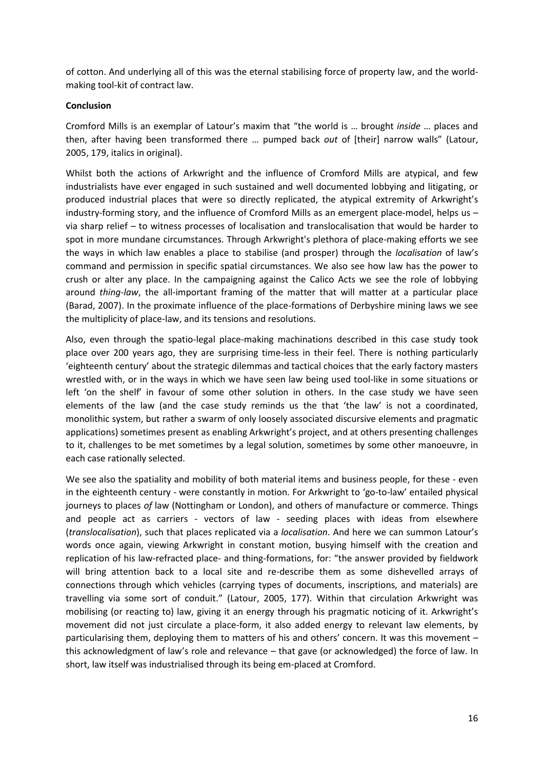of cotton. And underlying all of this was the eternal stabilising force of property law, and the world-making tool-kit of contract law.

**Conclusion**

Cromford Mills is an exemplar of Latour's maxim that "the world is … brought *inside* … places and then, after having been transformed there … pumped back *out* of [their] narrow walls" (Latour, 2005, 179, italics in original).

Whilst both the actions of Arkwright and the influence of Cromford Mills are atypical, and few industrialists have ever engaged in such sustained and well documented lobbying and litigating, or produced industrial places that were so directly replicated, the atypical extremity of Arkwright's industry-forming story, and the influence of Cromford Mills as an emergent place-model, helps us – via sharp relief – to witness processes of localisation and translocalisation that would be harder to spot in more mundane circumstances. Through Arkwright's plethora of place-making efforts we see the ways in which law enables a place to stabilise (and prosper) through the *localisation* of law's command and permission in specific spatial circumstances. We also see how law has the power to crush or alter any place. In the campaigning against the Calico Acts we see the role of lobbying around *thing-law*, the all-important framing of the matter that will matter at a particular place (Barad, 2007). In the proximate influence of the place-formations of Derbyshire mining laws we see the multiplicity of place-law, and its tensions and resolutions.

Also, even through the spatio-legal place-making machinations described in this case study took place over 200 years ago, they are surprising time-less in their feel. There is nothing particularly 'eighteenth century' about the strategic dilemmas and tactical choices that the early factory masters wrestled with, or in the ways in which we have seen law being used tool-like in some situations or left 'on the shelf' in favour of some other solution in others. In the case study we have seen elements of the law (and the case study reminds us the that 'the law' is not a coordinated, monolithic system, but rather a swarm of only loosely associated discursive elements and pragmatic applications) sometimes present as enabling Arkwright's project, and at others presenting challenges to it, challenges to be met sometimes by a legal solution, sometimes by some other manoeuvre, in each case rationally selected.

We see also the spatiality and mobility of both material items and business people, for these - even in the eighteenth century - were constantly in motion. For Arkwright to 'go-to-law' entailed physical journeys to places *of* law (Nottingham or London), and others of manufacture or commerce. Things and people act as carriers - vectors of law - seeding places with ideas from elsewhere (*translocalisation*), such that places replicated via a *localisation*. And here we can summon Latour's words once again, viewing Arkwright in constant motion, busying himself with the creation and replication of his law-refracted place- and thing-formations, for: "the answer provided by fieldwork will bring attention back to a local site and re-describe them as some dishevelled arrays of connections through which vehicles (carrying types of documents, inscriptions, and materials) are travelling via some sort of conduit." (Latour, 2005, 177). Within that circulation Arkwright was mobilising (or reacting to) law, giving it an energy through his pragmatic noticing of it. Arkwright's movement did not just circulate a place-form, it also added energy to relevant law elements, by particularising them, deploying them to matters of his and others' concern. It was this movement – this acknowledgment of law's role and relevance – that gave (or acknowledged) the force of law. In short, law itself was industrialised through its being em-placed at Cromford.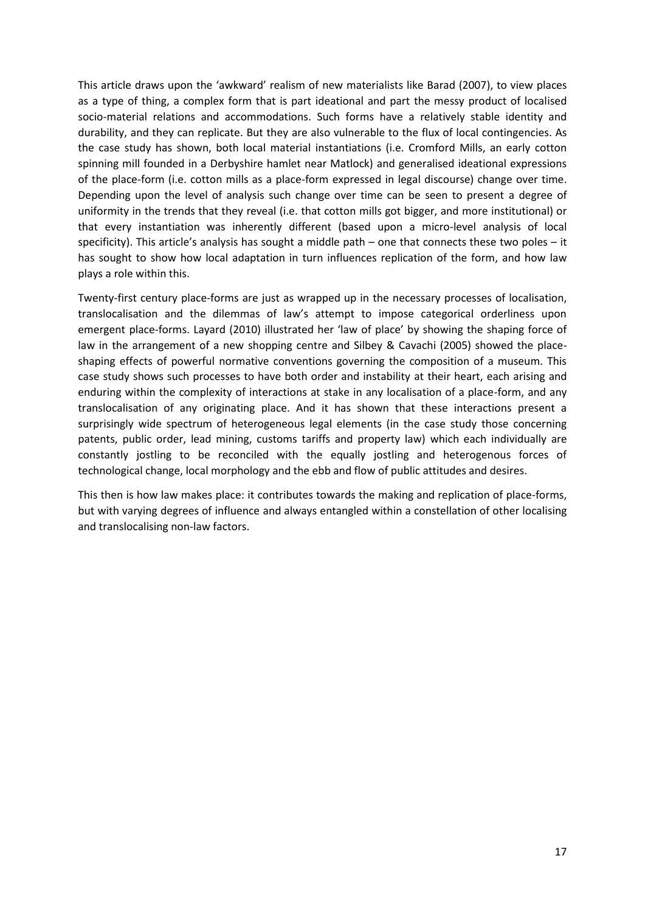This article draws upon the 'awkward' realism of new materialists like Barad (2007), to view places as a type of thing, a complex form that is part ideational and part the messy product of localised socio-material relations and accommodations. Such forms have a relatively stable identity and durability, and they can replicate. But they are also vulnerable to the flux of local contingencies. As the case study has shown, both local material instantiations (i.e. Cromford Mills, an early cotton spinning mill founded in a Derbyshire hamlet near Matlock) and generalised ideational expressions of the place-form (i.e. cotton mills as a place-form expressed in legal discourse) change over time. Depending upon the level of analysis such change over time can be seen to present a degree of uniformity in the trends that they reveal (i.e. that cotton mills got bigger, and more institutional) or that every instantiation was inherently different (based upon a micro-level analysis of local specificity). This article's analysis has sought a middle path – one that connects these two poles – it has sought to show how local adaptation in turn influences replication of the form, and how law plays a role within this.

Twenty-first century place-forms are just as wrapped up in the necessary processes of localisation, translocalisation and the dilemmas of law's attempt to impose categorical orderliness upon emergent place-forms. Layard (2010) illustrated her 'law of place' by showing the shaping force of law in the arrangement of a new shopping centre and Silbey & Cavachi (2005) showed the place-shaping effects of powerful normative conventions governing the composition of a museum. This case study shows such processes to have both order and instability at their heart, each arising and enduring within the complexity of interactions at stake in any localisation of a place-form, and any translocalisation of any originating place. And it has shown that these interactions present a surprisingly wide spectrum of heterogeneous legal elements (in the case study those concerning patents, public order, lead mining, customs tariffs and property law) which each individually are constantly jostling to be reconciled with the equally jostling and heterogenous forces of technological change, local morphology and the ebb and flow of public attitudes and desires.

This then is how law makes place: it contributes towards the making and replication of place-forms, but with varying degrees of influence and always entangled within a constellation of other localising and translocalising non-law factors.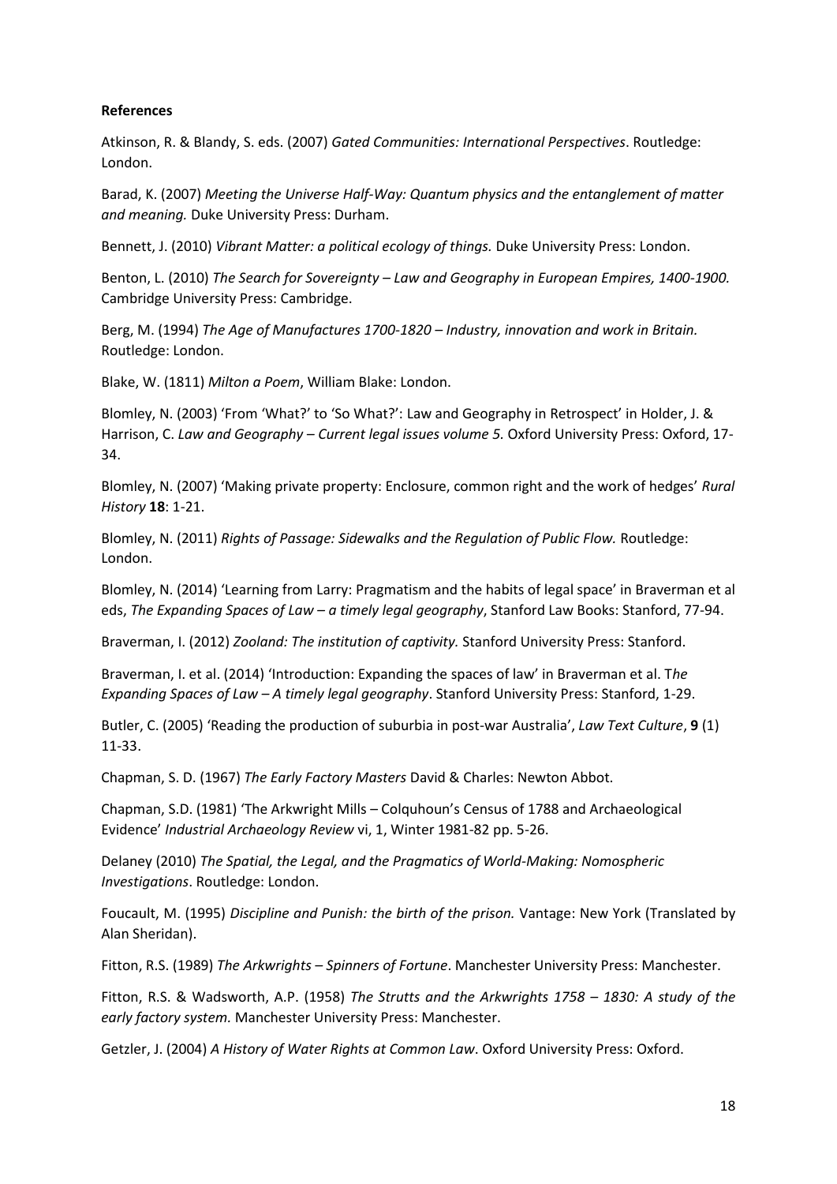**References**

Atkinson, R. & Blandy, S. eds. (2007) *Gated Communities: International Perspectives*. Routledge: London.

Barad, K. (2007) *Meeting the Universe Half-Way: Quantum physics and the entanglement of matter and meaning.* Duke University Press: Durham.

Bennett, J. (2010) *Vibrant Matter: a political ecology of things.* Duke University Press: London.

Benton, L. (2010) *The Search for Sovereignty – Law and Geography in European Empires, 1400-1900.* Cambridge University Press: Cambridge.

Berg, M. (1994) *The Age of Manufactures 1700-1820 – Industry, innovation and work in Britain.* Routledge: London.

Blake, W. (1811) *Milton a Poem*, William Blake: London.

Blomley, N. (2003) 'From 'What?' to 'So What?': Law and Geography in Retrospect' in Holder, J. & Harrison, C. *Law and Geography – Current legal issues volume 5.* Oxford University Press: Oxford, 17-34.

Blomley, N. (2007) 'Making private property: Enclosure, common right and the work of hedges' *Rural History* **18**: 1-21.

Blomley, N. (2011) *Rights of Passage: Sidewalks and the Regulation of Public Flow.* Routledge: London.

Blomley, N. (2014) 'Learning from Larry: Pragmatism and the habits of legal space' in Braverman et al eds, *The Expanding Spaces of Law – a timely legal geography*, Stanford Law Books: Stanford, 77-94.

Braverman, I. (2012) *Zooland: The institution of captivity.* Stanford University Press: Stanford.

Braverman, I. et al. (2014) 'Introduction: Expanding the spaces of law' in Braverman et al. *The Expanding Spaces of Law – A timely legal geography*. Stanford University Press: Stanford, 1-29.

Butler, C. (2005) 'Reading the production of suburbia in post-war Australia', *Law Text Culture*, **9** (1) 11-33.

Chapman, S. D. (1967) *The Early Factory Masters* David & Charles: Newton Abbot.

Chapman, S.D. (1981) 'The Arkwright Mills – Colquhoun's Census of 1788 and Archaeological Evidence' *Industrial Archaeology Review* vi, 1, Winter 1981-82 pp. 5-26.

Delaney (2010) *The Spatial, the Legal, and the Pragmatics of World-Making: Nomospheric Investigations*. Routledge: London.

Foucault, M. (1995) *Discipline and Punish: the birth of the prison.* Vantage: New York (Translated by Alan Sheridan).

Fitton, R.S. (1989) *The Arkwrights – Spinners of Fortune*. Manchester University Press: Manchester.

Fitton, R.S. & Wadsworth, A.P. (1958) *The Strutts and the Arkwrights 1758 – 1830: A study of the early factory system.* Manchester University Press: Manchester.

Getzler, J. (2004) *A History of Water Rights at Common Law*. Oxford University Press: Oxford.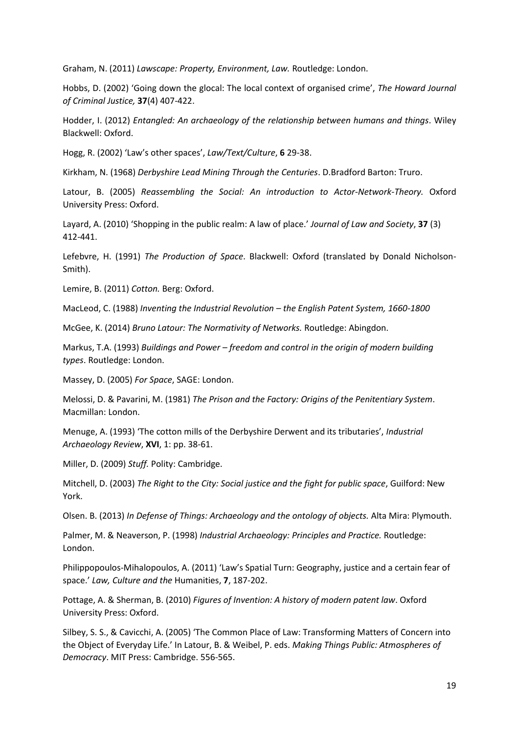Graham, N. (2011) *Lawscape: Property, Environment, Law.* Routledge: London.

Hobbs, D. (2002) 'Going down the glocal: The local context of organised crime', *The Howard Journal of Criminal Justice,* **37**(4) 407-422.

Hodder, I. (2012) *Entangled: An archaeology of the relationship between humans and things*. Wiley Blackwell: Oxford.

Hogg, R. (2002) 'Law's other spaces', *Law/Text/Culture*, **6** 29-38.

Kirkham, N. (1968) *Derbyshire Lead Mining Through the Centuries*. D.Bradford Barton: Truro.

Latour, B. (2005) *Reassembling the Social: An introduction to Actor-Network-Theory.* Oxford University Press: Oxford.

Layard, A. (2010) 'Shopping in the public realm: A law of place.' *Journal of Law and Society*, **37** (3) 412-441.

Lefebvre, H. (1991) *The Production of Space*. Blackwell: Oxford (translated by Donald Nicholson-Smith).

Lemire, B. (2011) *Cotton.* Berg: Oxford.

MacLeod, C. (1988) *Inventing the Industrial Revolution – the English Patent System, 1660-1800*

McGee, K. (2014) *Bruno Latour: The Normativity of Networks.* Routledge: Abingdon.

Markus, T.A. (1993) *Buildings and Power – freedom and control in the origin of modern building types*. Routledge: London.

Massey, D. (2005) *For Space*, SAGE: London.

Melossi, D. & Pavarini, M. (1981) *The Prison and the Factory: Origins of the Penitentiary System*. Macmillan: London.

Menuge, A. (1993) 'The cotton mills of the Derbyshire Derwent and its tributaries', *Industrial Archaeology Review*, **XVI**, 1: pp. 38-61.

Miller, D. (2009) *Stuff.* Polity: Cambridge.

Mitchell, D. (2003) *The Right to the City: Social justice and the fight for public space*, Guilford: New York.

Olsen. B. (2013) *In Defense of Things: Archaeology and the ontology of objects.* Alta Mira: Plymouth.

Palmer, M. & Neaverson, P. (1998) *Industrial Archaeology: Principles and Practice.* Routledge: London.

Philippopoulos-Mihalopoulos, A. (2011) 'Law's Spatial Turn: Geography, justice and a certain fear of space.' *Law, Culture and the* Humanities, **7**, 187-202.

Pottage, A. & Sherman, B. (2010) *Figures of Invention: A history of modern patent law*. Oxford University Press: Oxford.

Silbey, S. S., & Cavicchi, A. (2005) 'The Common Place of Law: Transforming Matters of Concern into the Object of Everyday Life.' In Latour, B. & Weibel, P. eds. *Making Things Public: Atmospheres of Democracy*. MIT Press: Cambridge. 556-565.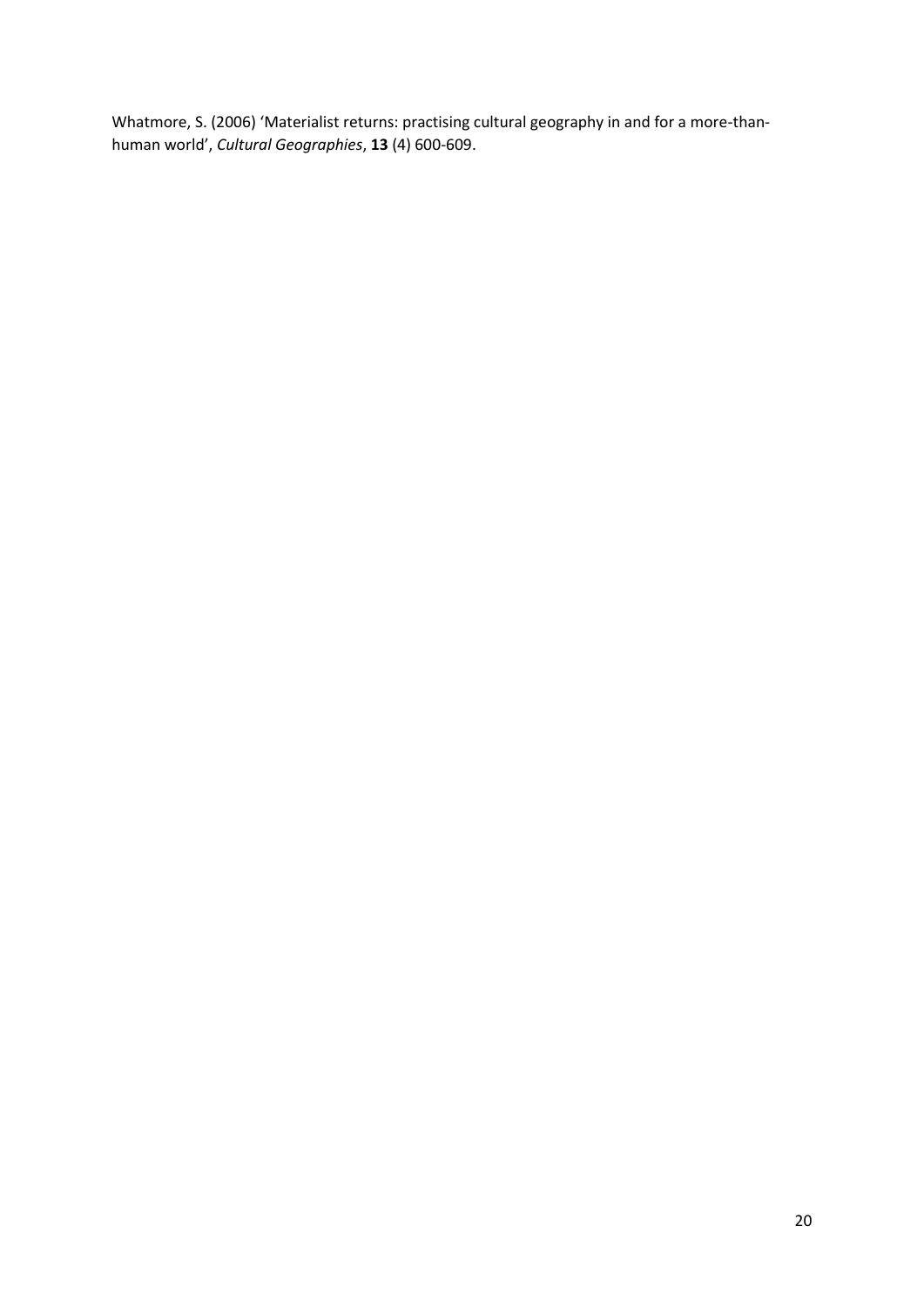Whatmore, S. (2006) ‘Materialist returns: practising cultural geography in and for a more-than-human world’, *Cultural Geographies*, **13** (4) 600-609.